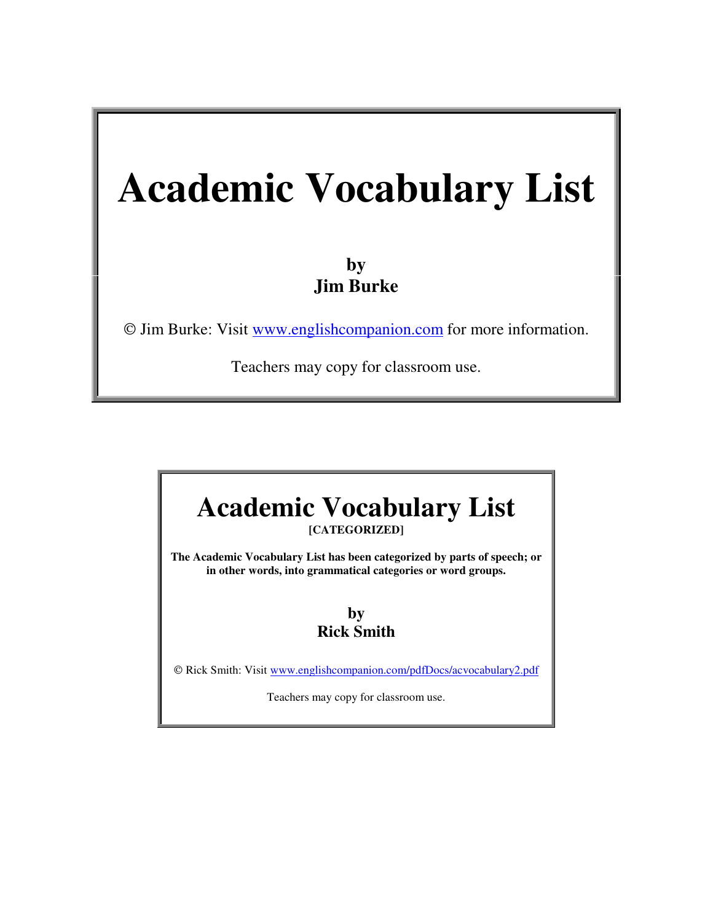# Academic Vocabulary List

**by**
**Jim Burke**

© Jim Burke: Visit www.englishcompanion.com for more information.

Teachers may copy for classroom use.

# Academic Vocabulary List

**[CATEGORIZED]**

**The Academic Vocabulary List has been categorized by parts of speech; or in other words, into grammatical categories or word groups.**

**by**
**Rick Smith**

© Rick Smith: Visit www.englishcompanion.com/pdfDocs/acvocabulary2.pdf

Teachers may copy for classroom use.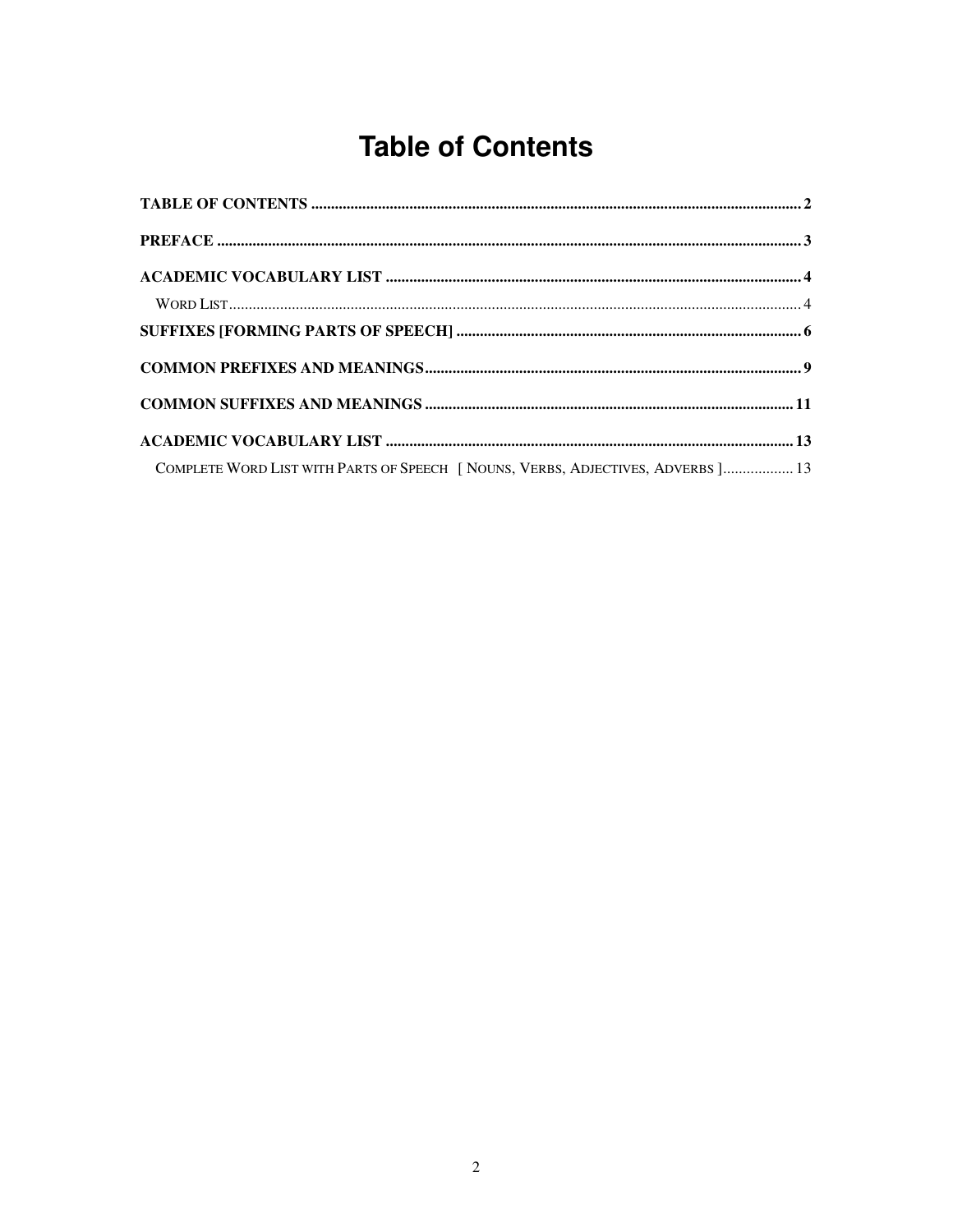# Table of Contents

TABLE OF CONTENTS .................................................................................................................... 2

PREFACE ........................................................................................................................................ 3

ACADEMIC VOCABULARY LIST .............................................................................................. 4

- WORD LIST ................................................................................................................................. 4

SUFFIXES [FORMING PARTS OF SPEECH] ............................................................................. 6

COMMON PREFIXES AND MEANINGS ................................................................................... 9

COMMON SUFFIXES AND MEANINGS ................................................................................. 11

ACADEMIC VOCABULARY LIST ............................................................................................ 13

- COMPLETE WORD LIST WITH PARTS OF SPEECH [ NOUNS, VERBS, ADJECTIVES, ADVERBS ] ................. 13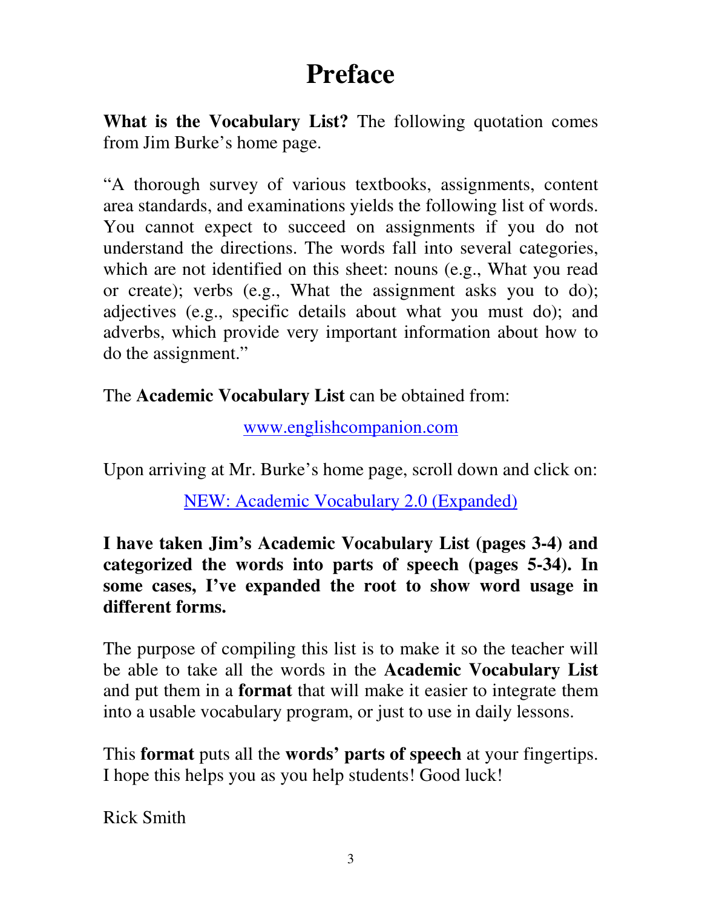# Preface

**What is the Vocabulary List?** The following quotation comes from Jim Burke's home page.

"A thorough survey of various textbooks, assignments, content area standards, and examinations yields the following list of words. You cannot expect to succeed on assignments if you do not understand the directions. The words fall into several categories, which are not identified on this sheet: nouns (e.g., What you read or create); verbs (e.g., What the assignment asks you to do); adjectives (e.g., specific details about what you must do); and adverbs, which provide very important information about how to do the assignment."

The **Academic Vocabulary List** can be obtained from:

www.englishcompanion.com

Upon arriving at Mr. Burke's home page, scroll down and click on:

NEW: Academic Vocabulary 2.0 (Expanded)

**I have taken Jim's Academic Vocabulary List (pages 3-4) and categorized the words into parts of speech (pages 5-34). In some cases, I've expanded the root to show word usage in different forms.**

The purpose of compiling this list is to make it so the teacher will be able to take all the words in the **Academic Vocabulary List** and put them in a **format** that will make it easier to integrate them into a usable vocabulary program, or just to use in daily lessons.

This **format** puts all the **words' parts of speech** at your fingertips. I hope this helps you as you help students! Good luck!

Rick Smith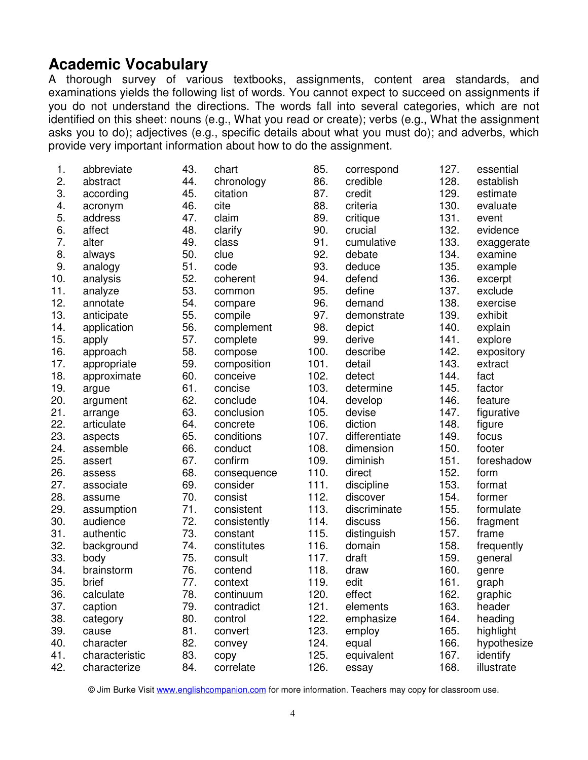## Academic Vocabulary

A thorough survey of various textbooks, assignments, content area standards, and examinations yields the following list of words. You cannot expect to succeed on assignments if you do not understand the directions. The words fall into several categories, which are not identified on this sheet: nouns (e.g., What you read or create); verbs (e.g., What the assignment asks you to do); adjectives (e.g., specific details about what you must do); and adverbs, which provide very important information about how to do the assignment.

1. abbreviate
2. abstract
3. according
4. acronym
5. address
6. affect
7. alter
8. always
9. analogy
10. analysis
11. analyze
12. annotate
13. anticipate
14. application
15. apply
16. approach
17. appropriate
18. approximate
19. argue
20. argument
21. arrange
22. articulate
23. aspects
24. assemble
25. assert
26. assess
27. associate
28. assume
29. assumption
30. audience
31. authentic
32. background
33. body
34. brainstorm
35. brief
36. calculate
37. caption
38. category
39. cause
40. character
41. characteristic
42. characterize
43. chart
44. chronology
45. citation
46. cite
47. claim
48. clarify
49. class
50. clue
51. code
52. coherent
53. common
54. compare
55. compile
56. complement
57. complete
58. compose
59. composition
60. conceive
61. concise
62. conclude
63. conclusion
64. concrete
65. conditions
66. conduct
67. confirm
68. consequence
69. consider
70. consist
71. consistent
72. consistently
73. constant
74. constitutes
75. consult
76. contend
77. context
78. continuum
79. contradict
80. control
81. convert
82. convey
83. copy
84. correlate
85. correspond
86. credible
87. credit
88. criteria
89. critique
90. crucial
91. cumulative
92. debate
93. deduce
94. defend
95. define
96. demand
97. demonstrate
98. depict
99. derive
100. describe
101. detail
102. detect
103. determine
104. develop
105. devise
106. diction
107. differentiate
108. dimension
109. diminish
110. direct
111. discipline
112. discover
113. discriminate
114. discuss
115. distinguish
116. domain
117. draft
118. draw
119. edit
120. effect
121. elements
122. emphasize
123. employ
124. equal
125. equivalent
126. essay
127. essential
128. establish
129. estimate
130. evaluate
131. event
132. evidence
133. exaggerate
134. examine
135. example
136. excerpt
137. exclude
138. exercise
139. exhibit
140. explain
141. explore
142. expository
143. extract
144. fact
145. factor
146. feature
147. figurative
148. figure
149. focus
150. footer
151. foreshadow
152. form
153. format
154. former
155. formulate
156. fragment
157. frame
158. frequently
159. general
160. genre
161. graph
162. graphic
163. header
164. heading
165. highlight
166. hypothesize
167. identify
168. illustrate

© Jim Burke Visit www.englishcompanion.com for more information. Teachers may copy for classroom use.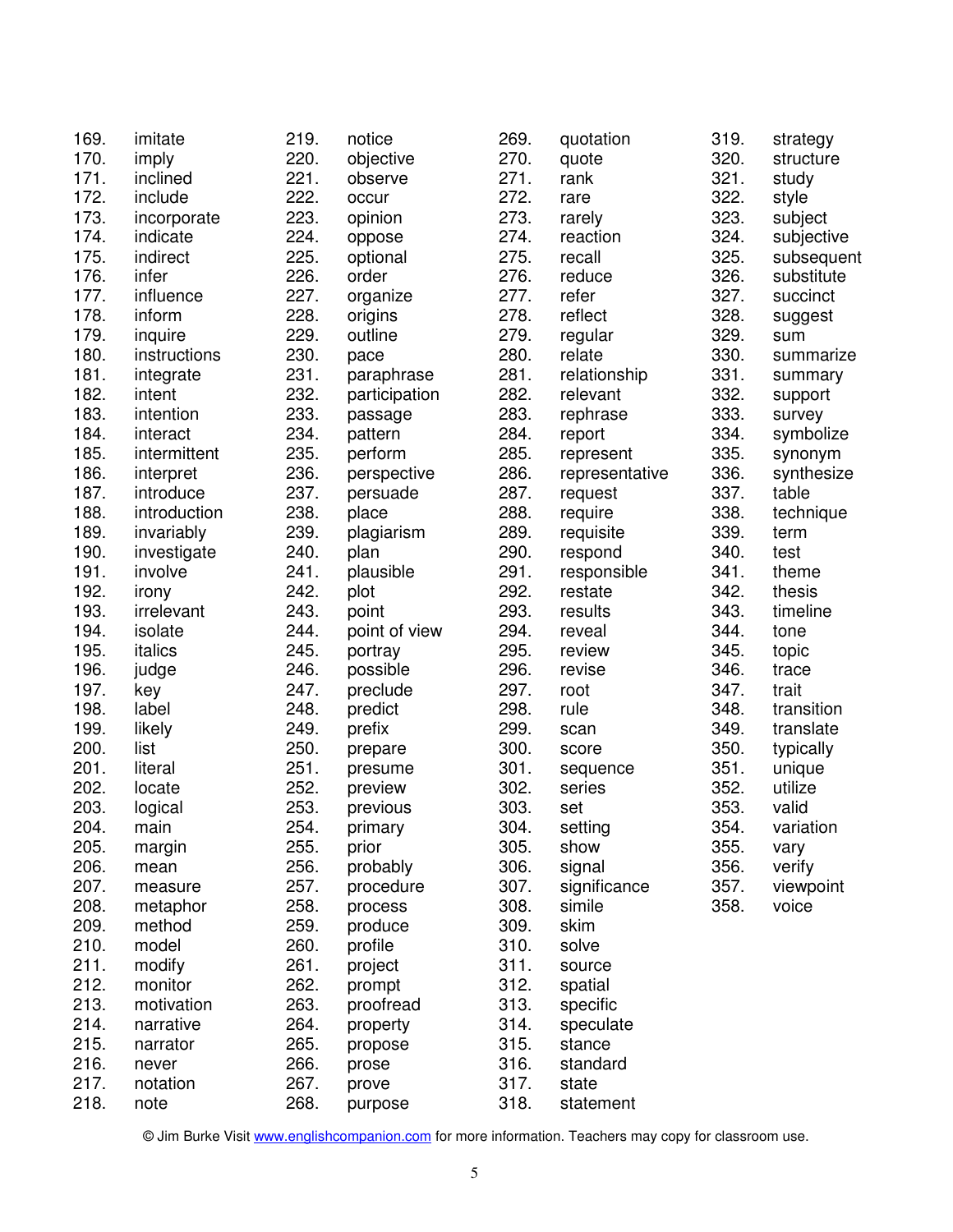169. imitate
170. imply
171. inclined
172. include
173. incorporate
174. indicate
175. indirect
176. infer
177. influence
178. inform
179. inquire
180. instructions
181. integrate
182. intent
183. intention
184. interact
185. intermittent
186. interpret
187. introduce
188. introduction
189. invariably
190. investigate
191. involve
192. irony
193. irrelevant
194. isolate
195. italics
196. judge
197. key
198. label
199. likely
200. list
201. literal
202. locate
203. logical
204. main
205. margin
206. mean
207. measure
208. metaphor
209. method
210. model
211. modify
212. monitor
213. motivation
214. narrative
215. narrator
216. never
217. notation
218. note
219. notice
220. objective
221. observe
222. occur
223. opinion
224. oppose
225. optional
226. order
227. organize
228. origins
229. outline
230. pace
231. paraphrase
232. participation
233. passage
234. pattern
235. perform
236. perspective
237. persuade
238. place
239. plagiarism
240. plan
241. plausible
242. plot
243. point
244. point of view
245. portray
246. possible
247. preclude
248. predict
249. prefix
250. prepare
251. presume
252. preview
253. previous
254. primary
255. prior
256. probably
257. procedure
258. process
259. produce
260. profile
261. project
262. prompt
263. proofread
264. property
265. propose
266. prose
267. prove
268. purpose
269. quotation
270. quote
271. rank
272. rare
273. rarely
274. reaction
275. recall
276. reduce
277. refer
278. reflect
279. regular
280. relate
281. relationship
282. relevant
283. rephrase
284. report
285. represent
286. representative
287. request
288. require
289. requisite
290. respond
291. responsible
292. restate
293. results
294. reveal
295. review
296. revise
297. root
298. rule
299. scan
300. score
301. sequence
302. series
303. set
304. setting
305. show
306. signal
307. significance
308. simile
309. skim
310. solve
311. source
312. spatial
313. specific
314. speculate
315. stance
316. standard
317. state
318. statement
319. strategy
320. structure
321. study
322. style
323. subject
324. subjective
325. subsequent
326. substitute
327. succinct
328. suggest
329. sum
330. summarize
331. summary
332. support
333. survey
334. symbolize
335. synonym
336. synthesize
337. table
338. technique
339. term
340. test
341. theme
342. thesis
343. timeline
344. tone
345. topic
346. trace
347. trait
348. transition
349. translate
350. typically
351. unique
352. utilize
353. valid
354. variation
355. vary
356. verify
357. viewpoint
358. voice

© Jim Burke Visit www.englishcompanion.com for more information. Teachers may copy for classroom use.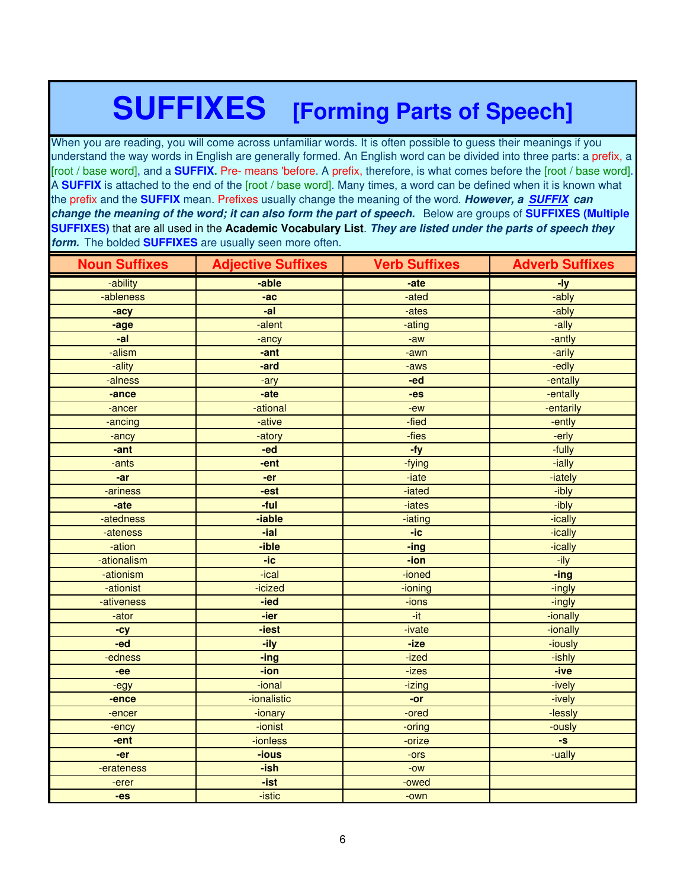# SUFFIXES [Forming Parts of Speech]

When you are reading, you will come across unfamiliar words. It is often possible to guess their meanings if you understand the way words in English are generally formed. An English word can be divided into three parts: a prefix, a [root / base word], and a **SUFFIX.** Pre- means 'before. A prefix, therefore, is what comes before the [root / base word]. A **SUFFIX** is attached to the end of the [root / base word]. Many times, a word can be defined when it is known what the prefix and the **SUFFIX** mean. Prefixes usually change the meaning of the word. ***However, a SUFFIX can change the meaning of the word; it can also form the part of speech.*** Below are groups of **SUFFIXES (Multiple SUFFIXES)** that are all used in the **Academic Vocabulary List**. ***They are listed under the parts of speech they form.*** The bolded **SUFFIXES** are usually seen more often.

| Noun Suffixes | Adjective Suffixes | Verb Suffixes | Adverb Suffixes |
|---|---|---|---|
| -ability | **-able** | **-ate** | **-ly** |
| -ableness | **-ac** | -ated | -ably |
| **-acy** | **-al** | -ates | -ably |
| **-age** | -alent | -ating | -ally |
| **-al** | -ancy | -aw | -antly |
| -alism | **-ant** | -awn | -arily |
| -ality | **-ard** | -aws | -edly |
| -alness | -ary | **-ed** | -entally |
| **-ance** | **-ate** | **-es** | -entally |
| -ancer | -ational | -ew | -entarily |
| -ancing | -ative | -fied | -ently |
| -ancy | -atory | -fies | -erly |
| **-ant** | **-ed** | **-fy** | -fully |
| -ants | **-ent** | -fying | -ially |
| **-ar** | **-er** | -iate | -iately |
| -ariness | **-est** | -iated | -ibly |
| **-ate** | **-ful** | -iates | -ibly |
| -atedness | **-iable** | -iating | -ically |
| -ateness | **-ial** | **-ic** | -ically |
| -ation | **-ible** | **-ing** | -ically |
| -ationalism | **-ic** | **-ion** | -ily |
| -ationism | -ical | -ioned | **-ing** |
| -ationist | -icized | -ioning | -ingly |
| -ativeness | **-ied** | -ions | -ingly |
| -ator | **-ier** | -it | -ionally |
| **-cy** | **-iest** | -ivate | -ionally |
| **-ed** | **-ily** | **-ize** | -iously |
| -edness | **-ing** | -ized | -ishly |
| **-ee** | **-ion** | -izes | **-ive** |
| -egy | -ional | -izing | -ively |
| **-ence** | -ionalistic | **-or** | -ively |
| -encer | -ionary | -ored | -lessly |
| -ency | -ionist | -oring | -ously |
| **-ent** | -ionless | -orize | **-s** |
| **-er** | **-ious** | -ors | -ually |
| -erateness | **-ish** | -ow | |
| -erer | **-ist** | -owed | |
| **-es** | -istic | -own | |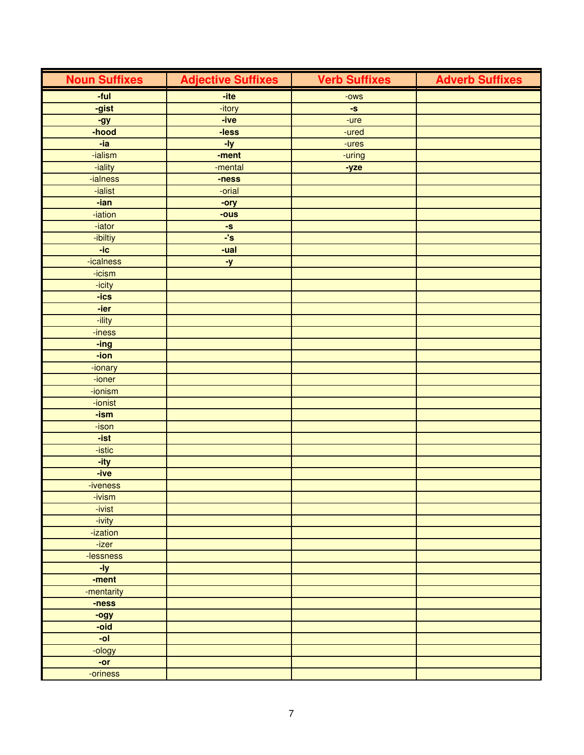| Noun Suffixes | Adjective Suffixes | Verb Suffixes | Adverb Suffixes |
|---|---|---|---|
| **-ful** | **-ite** | -ows | |
| **-gist** | -itory | **-s** | |
| **-gy** | **-ive** | -ure | |
| **-hood** | **-less** | -ured | |
| **-ia** | **-ly** | -ures | |
| -ialism | **-ment** | -uring | |
| -iality | -mental | **-yze** | |
| -ialness | **-ness** | | |
| -ialist | -orial | | |
| **-ian** | **-ory** | | |
| -iation | **-ous** | | |
| -iator | **-s** | | |
| -ibiltiy | **-'s** | | |
| **-ic** | **-ual** | | |
| -icalness | **-y** | | |
| -icism | | | |
| -icity | | | |
| **-ics** | | | |
| **-ier** | | | |
| -ility | | | |
| -iness | | | |
| **-ing** | | | |
| **-ion** | | | |
| -ionary | | | |
| -ioner | | | |
| -ionism | | | |
| -ionist | | | |
| **-ism** | | | |
| -ison | | | |
| **-ist** | | | |
| -istic | | | |
| **-ity** | | | |
| **-ive** | | | |
| -iveness | | | |
| -ivism | | | |
| -ivist | | | |
| -ivity | | | |
| -ization | | | |
| -izer | | | |
| -lessness | | | |
| **-ly** | | | |
| **-ment** | | | |
| -mentarity | | | |
| **-ness** | | | |
| **-ogy** | | | |
| **-oid** | | | |
| **-ol** | | | |
| -ology | | | |
| **-or** | | | |
| -oriness | | | |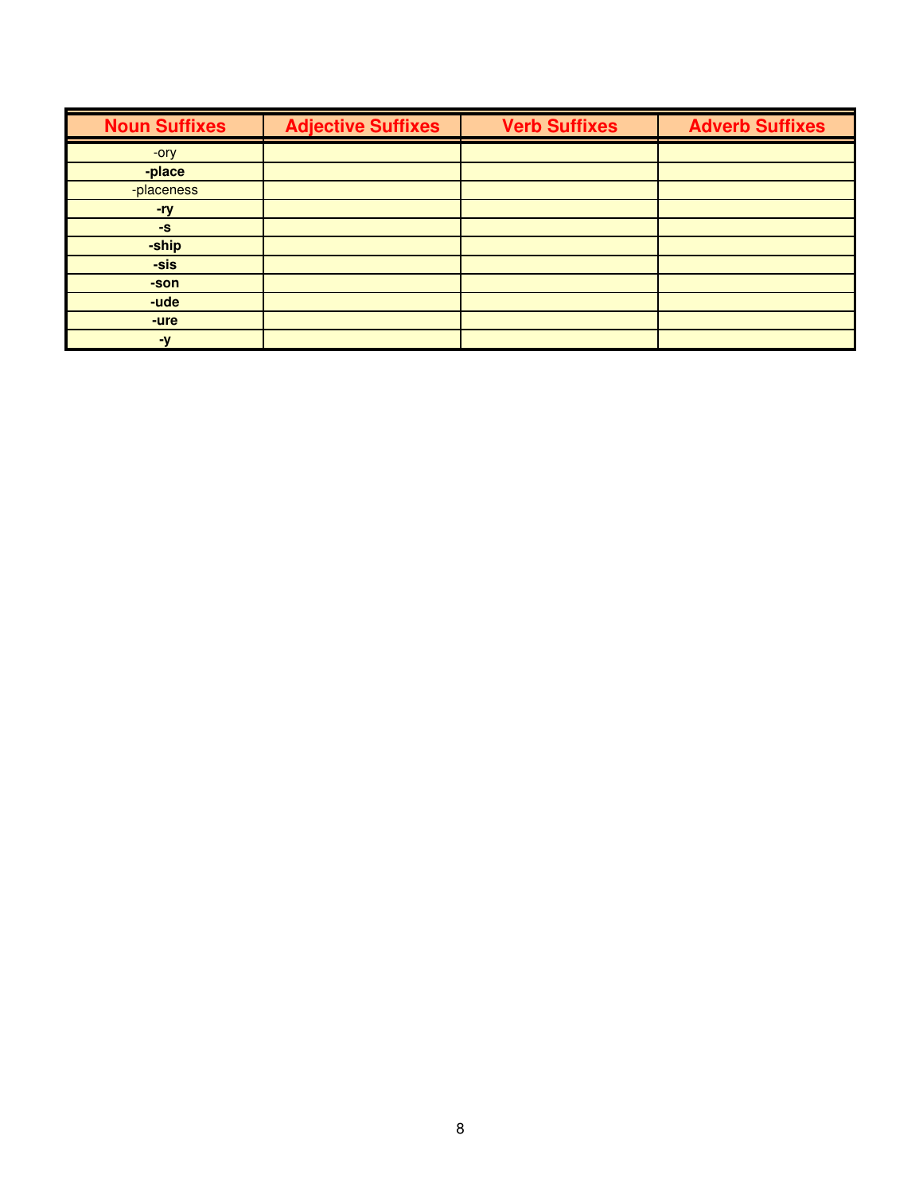| Noun Suffixes | Adjective Suffixes | Verb Suffixes | Adverb Suffixes |
|---|---|---|---|
| -ory | | | |
| **-place** | | | |
| -placeness | | | |
| **-ry** | | | |
| **-s** | | | |
| **-ship** | | | |
| **-sis** | | | |
| **-son** | | | |
| **-ude** | | | |
| **-ure** | | | |
| **-y** | | | |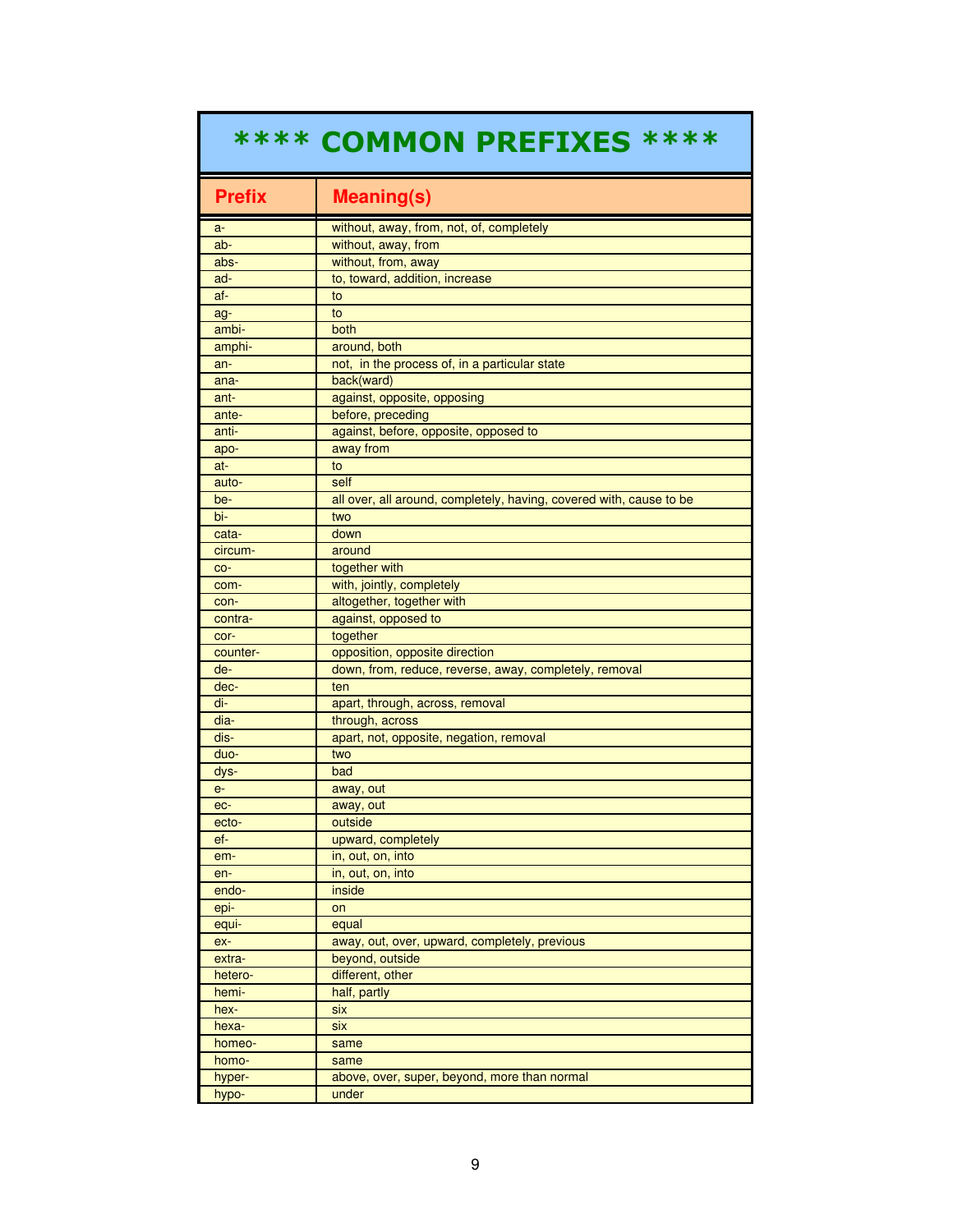# **** COMMON PREFIXES ****

| Prefix | Meaning(s) |
|---|---|
| a- | without, away, from, not, of, completely |
| ab- | without, away, from |
| abs- | without, from, away |
| ad- | to, toward, addition, increase |
| af- | to |
| ag- | to |
| ambi- | both |
| amphi- | around, both |
| an- | not, in the process of, in a particular state |
| ana- | back(ward) |
| ant- | against, opposite, opposing |
| ante- | before, preceding |
| anti- | against, before, opposite, opposed to |
| apo- | away from |
| at- | to |
| auto- | self |
| be- | all over, all around, completely, having, covered with, cause to be |
| bi- | two |
| cata- | down |
| circum- | around |
| co- | together with |
| com- | with, jointly, completely |
| con- | altogether, together with |
| contra- | against, opposed to |
| cor- | together |
| counter- | opposition, opposite direction |
| de- | down, from, reduce, reverse, away, completely, removal |
| dec- | ten |
| di- | apart, through, across, removal |
| dia- | through, across |
| dis- | apart, not, opposite, negation, removal |
| duo- | two |
| dys- | bad |
| e- | away, out |
| ec- | away, out |
| ecto- | outside |
| ef- | upward, completely |
| em- | in, out, on, into |
| en- | in, out, on, into |
| endo- | inside |
| epi- | on |
| equi- | equal |
| ex- | away, out, over, upward, completely, previous |
| extra- | beyond, outside |
| hetero- | different, other |
| hemi- | half, partly |
| hex- | six |
| hexa- | six |
| homeo- | same |
| homo- | same |
| hyper- | above, over, super, beyond, more than normal |
| hypo- | under |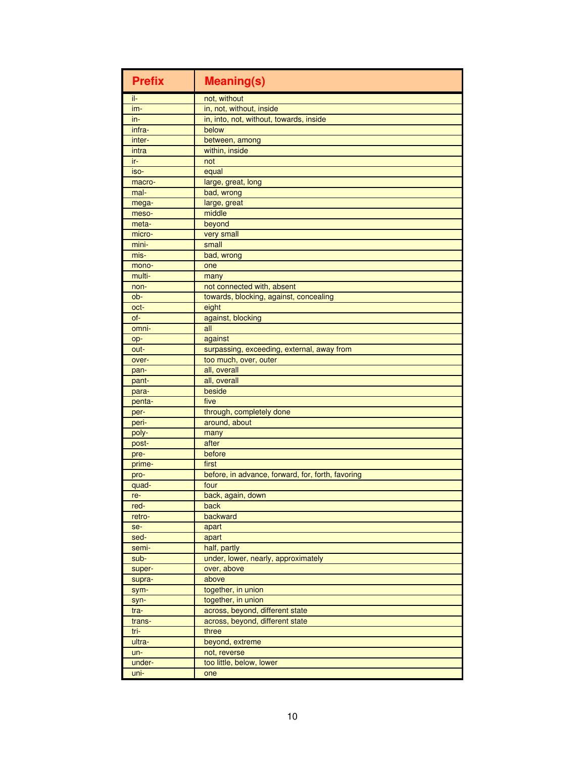| Prefix | Meaning(s) |
|---|---|
| il- | not, without |
| im- | in, not, without, inside |
| in- | in, into, not, without, towards, inside |
| infra- | below |
| inter- | between, among |
| intra | within, inside |
| ir- | not |
| iso- | equal |
| macro- | large, great, long |
| mal- | bad, wrong |
| mega- | large, great |
| meso- | middle |
| meta- | beyond |
| micro- | very small |
| mini- | small |
| mis- | bad, wrong |
| mono- | one |
| multi- | many |
| non- | not connected with, absent |
| ob- | towards, blocking, against, concealing |
| oct- | eight |
| of- | against, blocking |
| omni- | all |
| op- | against |
| out- | surpassing, exceeding, external, away from |
| over- | too much, over, outer |
| pan- | all, overall |
| pant- | all, overall |
| para- | beside |
| penta- | five |
| per- | through, completely done |
| peri- | around, about |
| poly- | many |
| post- | after |
| pre- | before |
| prime- | first |
| pro- | before, in advance, forward, for, forth, favoring |
| quad- | four |
| re- | back, again, down |
| red- | back |
| retro- | backward |
| se- | apart |
| sed- | apart |
| semi- | half, partly |
| sub- | under, lower, nearly, approximately |
| super- | over, above |
| supra- | above |
| sym- | together, in union |
| syn- | together, in union |
| tra- | across, beyond, different state |
| trans- | across, beyond, different state |
| tri- | three |
| ultra- | beyond, extreme |
| un- | not, reverse |
| under- | too little, below, lower |
| uni- | one |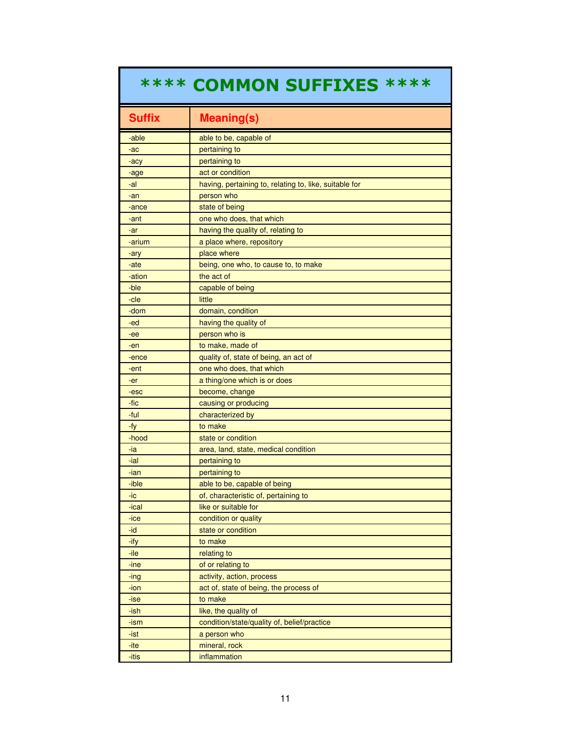# **** COMMON SUFFIXES ****

| Suffix | Meaning(s) |
|---|---|
| -able | able to be, capable of |
| -ac | pertaining to |
| -acy | pertaining to |
| -age | act or condition |
| -al | having, pertaining to, relating to, like, suitable for |
| -an | person who |
| -ance | state of being |
| -ant | one who does, that which |
| -ar | having the quality of, relating to |
| -arium | a place where, repository |
| -ary | place where |
| -ate | being, one who, to cause to, to make |
| -ation | the act of |
| -ble | capable of being |
| -cle | little |
| -dom | domain, condition |
| -ed | having the quality of |
| -ee | person who is |
| -en | to make, made of |
| -ence | quality of, state of being, an act of |
| -ent | one who does, that which |
| -er | a thing/one which is or does |
| -esc | become, change |
| -fic | causing or producing |
| -ful | characterized by |
| -fy | to make |
| -hood | state or condition |
| -ia | area, land, state, medical condition |
| -ial | pertaining to |
| -ian | pertaining to |
| -ible | able to be, capable of being |
| -ic | of, characteristic of, pertaining to |
| -ical | like or suitable for |
| -ice | condition or quality |
| -id | state or condition |
| -ify | to make |
| -ile | relating to |
| -ine | of or relating to |
| -ing | activity, action, process |
| -ion | act of, state of being, the process of |
| -ise | to make |
| -ish | like, the quality of |
| -ism | condition/state/quality of, belief/practice |
| -ist | a person who |
| -ite | mineral, rock |
| -itis | inflammation |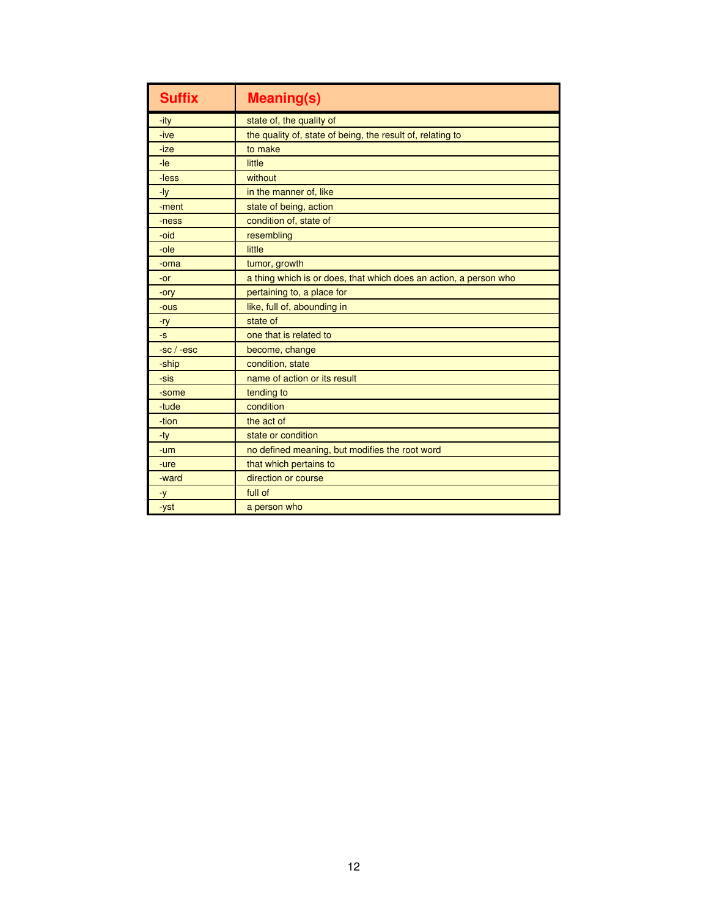| Suffix | Meaning(s) |
|---|---|
| -ity | state of, the quality of |
| -ive | the quality of, state of being, the result of, relating to |
| -ize | to make |
| -le | little |
| -less | without |
| -ly | in the manner of, like |
| -ment | state of being, action |
| -ness | condition of, state of |
| -oid | resembling |
| -ole | little |
| -oma | tumor, growth |
| -or | a thing which is or does, that which does an action, a person who |
| -ory | pertaining to, a place for |
| -ous | like, full of, abounding in |
| -ry | state of |
| -s | one that is related to |
| -sc / -esc | become, change |
| -ship | condition, state |
| -sis | name of action or its result |
| -some | tending to |
| -tude | condition |
| -tion | the act of |
| -ty | state or condition |
| -um | no defined meaning, but modifies the root word |
| -ure | that which pertains to |
| -ward | direction or course |
| -y | full of |
| -yst | a person who |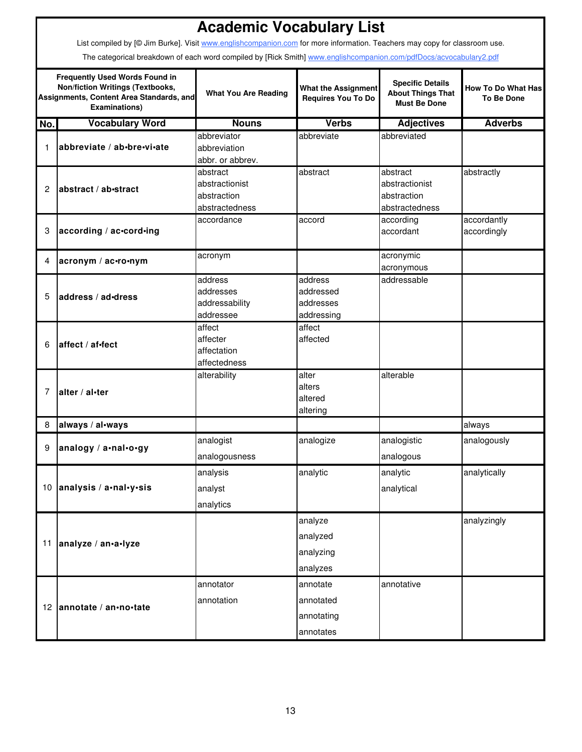# Academic Vocabulary List

List compiled by [© Jim Burke]. Visit www.englishcompanion.com for more information. Teachers may copy for classroom use.

The categorical breakdown of each word compiled by [Rick Smith] www.englishcompanion.com/pdfDocs/acvocabulary2.pdf

| Frequently Used Words Found in Non/fiction Writings (Textbooks, Assignments, Content Area Standards, and Examinations) | | What You Are Reading | What the Assignment Requires You To Do | Specific Details About Things That Must Be Done | How To Do What Has To Be Done |
|---|---|---|---|---|---|
| **No.** | **Vocabulary Word** | **Nouns** | **Verbs** | **Adjectives** | **Adverbs** |
| 1 | **abbreviate / ab•bre•vi•ate** | abbreviator<br>abbreviation<br>abbr. or abbrev. | abbreviate | abbreviated | |
| 2 | **abstract / ab•stract** | abstract<br>abstractionist<br>abstraction<br>abstractedness | abstract | abstract<br>abstractionist<br>abstraction<br>abstractedness | abstractly |
| 3 | **according / ac•cord•ing** | accordance | accord | according<br>accordant | accordantly<br>accordingly |
| 4 | **acronym / ac•ro•nym** | acronym | | acronymic<br>acronymous | |
| 5 | **address / ad•dress** | address<br>addresses<br>addressability<br>addressee | address<br>addressed<br>addresses<br>addressing | addressable | |
| 6 | **affect / af•fect** | affect<br>affecter<br>affectation<br>affectedness | affect<br>affected | | |
| 7 | **alter / al•ter** | alterability | alter<br>alters<br>altered<br>altering | alterable | |
| 8 | **always / al•ways** | | | | always |
| 9 | **analogy / a•nal•o•gy** | analogist<br>analogousness | analogize | analogistic<br>analogous | analogously |
| 10 | **analysis / a•nal•y•sis** | analysis<br>analyst<br>analytics | analytic | analytic<br>analytical | analytically |
| 11 | **analyze / an•a•lyze** | | analyze<br>analyzed<br>analyzing<br>analyzes | | analyzingly |
| 12 | **annotate / an•no•tate** | annotator<br>annotation | annotate<br>annotated<br>annotating<br>annotates | annotative | |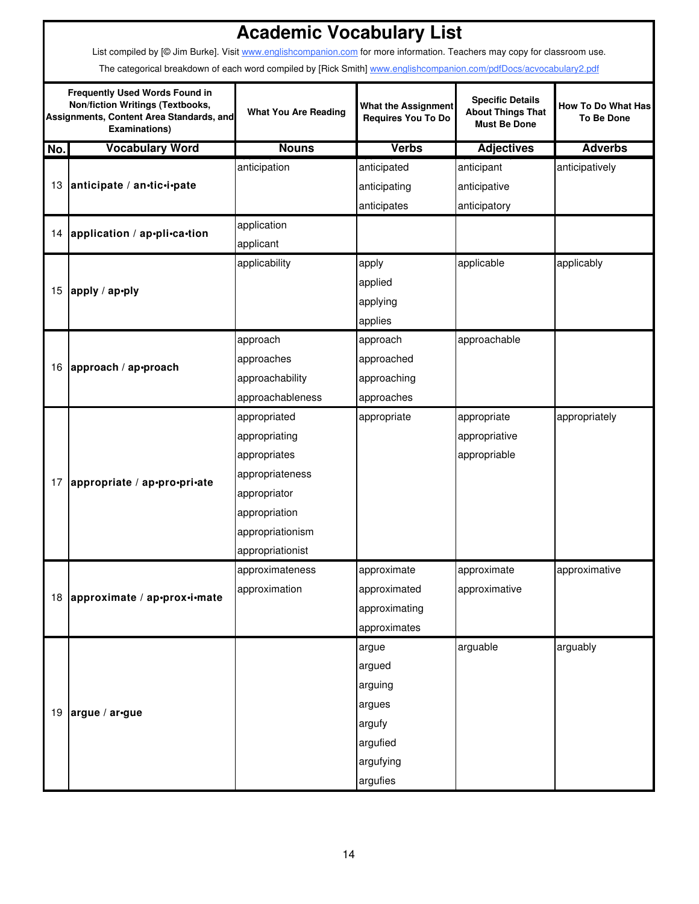# Academic Vocabulary List

List compiled by [© Jim Burke]. Visit www.englishcompanion.com for more information. Teachers may copy for classroom use.

The categorical breakdown of each word compiled by [Rick Smith] www.englishcompanion.com/pdfDocs/acvocabulary2.pdf

| Frequently Used Words Found in Non/fiction Writings (Textbooks, Assignments, Content Area Standards, and Examinations) | | What You Are Reading | What the Assignment Requires You To Do | Specific Details About Things That Must Be Done | How To Do What Has To Be Done |
|---|---|---|---|---|---|
| **No.** | **Vocabulary Word** | **Nouns** | **Verbs** | **Adjectives** | **Adverbs** |
| 13 | **anticipate** / **an•tic•i•pate** | anticipation | anticipated<br>anticipating<br>anticipates | anticipant<br>anticipative<br>anticipatory | anticipatively |
| 14 | **application** / **ap•pli•ca•tion** | application<br>applicant | | | |
| 15 | **apply** / **ap•ply** | applicability | apply<br>applied<br>applying<br>applies | applicable | applicably |
| 16 | **approach** / **ap•proach** | approach<br>approaches<br>approachability<br>approachableness | approach<br>approached<br>approaching<br>approaches | approachable | |
| 17 | **appropriate** / **ap•pro•pri•ate** | appropriated<br>appropriating<br>appropriates<br>appropriateness<br>appropriator<br>appropriation<br>appropriationism<br>appropriationist | appropriate | appropriate<br>appropriative<br>appropriable | appropriately |
| 18 | **approximate** / **ap•prox•i•mate** | approximateness<br>approximation | approximate<br>approximated<br>approximating<br>approximates | approximate<br>approximative | approximative |
| 19 | **argue** / **ar•gue** | | argue<br>argued<br>arguing<br>argues<br>argufy<br>argufied<br>argufying<br>argufies | arguable | arguably |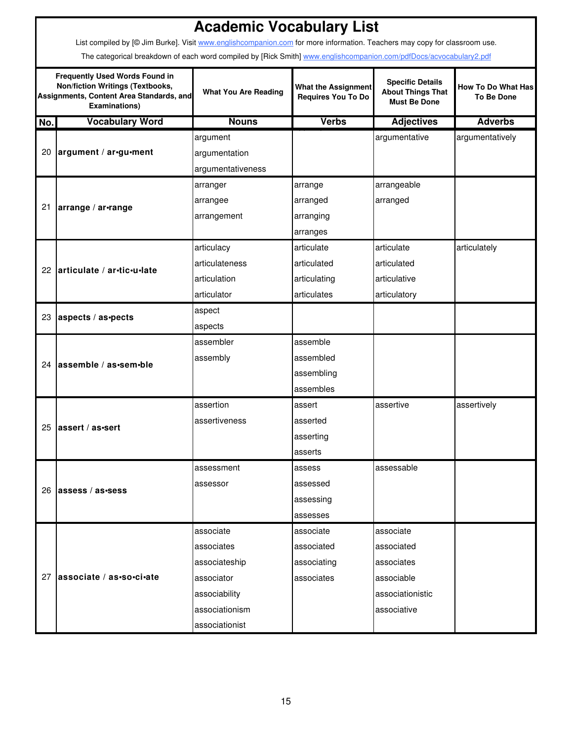# Academic Vocabulary List

List compiled by [© Jim Burke]. Visit www.englishcompanion.com for more information. Teachers may copy for classroom use.

The categorical breakdown of each word compiled by [Rick Smith] www.englishcompanion.com/pdfDocs/acvocabulary2.pdf

| Frequently Used Words Found in Non/fiction Writings (Textbooks, Assignments, Content Area Standards, and Examinations) | | What You Are Reading | What the Assignment Requires You To Do | Specific Details About Things That Must Be Done | How To Do What Has To Be Done |
|---|---|---|---|---|---|
| **No.** | **Vocabulary Word** | **Nouns** | **Verbs** | **Adjectives** | **Adverbs** |
| 20 | **argument / ar•gu•ment** | argument<br>argumentation<br>argumentativeness | | argumentative | argumentatively |
| 21 | **arrange / ar•range** | arranger<br>arrangee<br>arrangement | arrange<br>arranged<br>arranging<br>arranges | arrangeable<br>arranged | |
| 22 | **articulate / ar•tic•u•late** | articulacy<br>articulateness<br>articulation<br>articulator | articulate<br>articulated<br>articulating<br>articulates | articulate<br>articulated<br>articulative<br>articulatory | articulately |
| 23 | **aspects / as•pects** | aspect<br>aspects | | | |
| 24 | **assemble / as•sem•ble** | assembler<br>assembly | assemble<br>assembled<br>assembling<br>assembles | | |
| 25 | **assert / as•sert** | assertion<br>assertiveness | assert<br>asserted<br>asserting<br>asserts | assertive | assertively |
| 26 | **assess / as•sess** | assessment<br>assessor | assess<br>assessed<br>assessing<br>assesses | assessable | |
| 27 | **associate / as•so•ci•ate** | associate<br>associates<br>associateship<br>associator<br>associability<br>associationism<br>associationist | associate<br>associated<br>associating<br>associates | associate<br>associated<br>associates<br>associable<br>associationistic<br>associative | |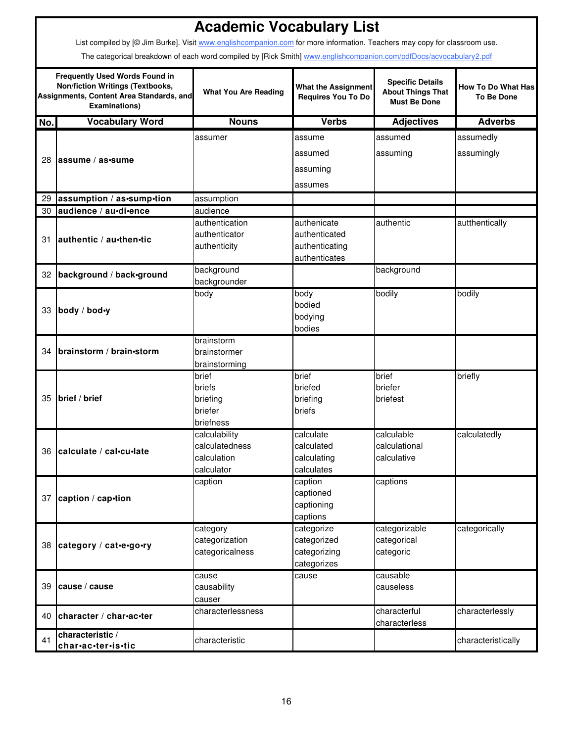# Academic Vocabulary List

List compiled by [© Jim Burke]. Visit www.englishcompanion.com for more information. Teachers may copy for classroom use.

The categorical breakdown of each word compiled by [Rick Smith] www.englishcompanion.com/pdfDocs/acvocabulary2.pdf

| Frequently Used Words Found in Non/fiction Writings (Textbooks, Assignments, Content Area Standards, and Examinations) | | What You Are Reading | What the Assignment Requires You To Do | Specific Details About Things That Must Be Done | How To Do What Has To Be Done |
|---|---|---|---|---|---|
| **No.** | **Vocabulary Word** | **Nouns** | **Verbs** | **Adjectives** | **Adverbs** |
| 28 | **assume / as•sume** | assumer | assume<br>assumed<br>assuming<br>assumes | assumed<br>assuming | assumedly<br>assumingly |
| 29 | **assumption / as•sump•tion** | assumption | | | |
| 30 | **audience / au•di•ence** | audience | | | |
| 31 | **authentic / au•then•tic** | authentication<br>authenticator<br>authenticity | authenicate<br>authenticated<br>authenticating<br>authenticates | authentic | autthentically |
| 32 | **background / back•ground** | background<br>backgrounder | | background | |
| 33 | **body / bod•y** | body | body<br>bodied<br>bodying<br>bodies | bodily | bodily |
| 34 | **brainstorm / brain•storm** | brainstorm<br>brainstormer<br>brainstorming | | | |
| 35 | **brief / brief** | brief<br>briefs<br>briefing<br>briefer<br>briefness | brief<br>briefed<br>briefing<br>briefs | brief<br>briefer<br>briefest | briefly |
| 36 | **calculate / cal•cu•late** | calculability<br>calculatedness<br>calculation<br>calculator | calculate<br>calculated<br>calculating<br>calculates | calculable<br>calculational<br>calculative | calculatedly |
| 37 | **caption / cap•tion** | caption | caption<br>captioned<br>captioning<br>captions | captions | |
| 38 | **category / cat•e•go•ry** | category<br>categorization<br>categoricalness | categorize<br>categorized<br>categorizing<br>categorizes | categorizable<br>categorical<br>categoric | categorically |
| 39 | **cause / cause** | cause<br>causability<br>causer | cause | causable<br>causeless | |
| 40 | **character / char•ac•ter** | characterlessness | | characterful<br>characterless | characterlessly |
| 41 | **characteristic / char•ac•ter•is•tic** | characteristic | | | characteristically |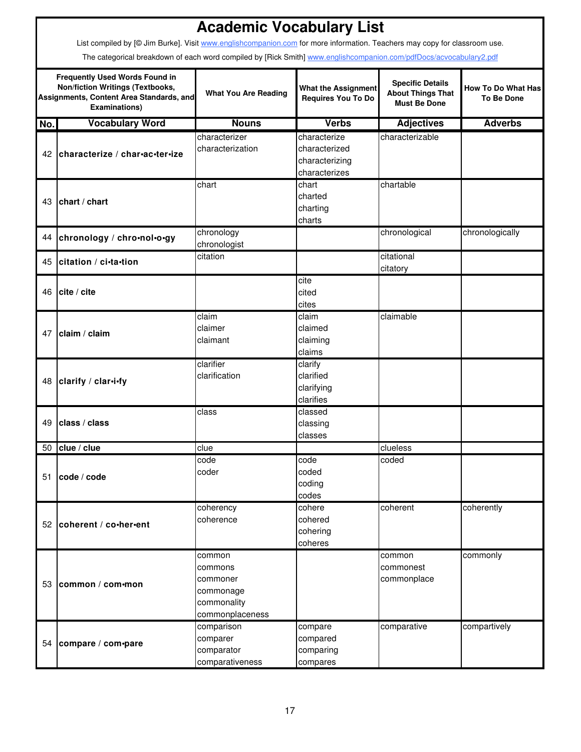# Academic Vocabulary List

List compiled by [© Jim Burke]. Visit www.englishcompanion.com for more information. Teachers may copy for classroom use.

The categorical breakdown of each word compiled by [Rick Smith] www.englishcompanion.com/pdfDocs/acvocabulary2.pdf

| Frequently Used Words Found in Non/fiction Writings (Textbooks, Assignments, Content Area Standards, and Examinations) | | What You Are Reading | What the Assignment Requires You To Do | Specific Details About Things That Must Be Done | How To Do What Has To Be Done |
|---|---|---|---|---|---|
| **No.** | **Vocabulary Word** | **Nouns** | **Verbs** | **Adjectives** | **Adverbs** |
| 42 | **characterize / char•ac•ter•ize** | characterizer<br>characterization | characterize<br>characterized<br>characterizing<br>characterizes | characterizable | |
| 43 | **chart / chart** | chart | chart<br>charted<br>charting<br>charts | chartable | |
| 44 | **chronology / chro•nol•o•gy** | chronology<br>chronologist | | chronological | chronologically |
| 45 | **citation / ci•ta•tion** | citation | | citational<br>citatory | |
| 46 | **cite / cite** | | cite<br>cited<br>cites | | |
| 47 | **claim / claim** | claim<br>claimer<br>claimant | claim<br>claimed<br>claiming<br>claims | claimable | |
| 48 | **clarify / clar•i•fy** | clarifier<br>clarification | clarify<br>clarified<br>clarifying<br>clarifies | | |
| 49 | **class / class** | class | classed<br>classing<br>classes | | |
| 50 | **clue / clue** | clue | | clueless | |
| 51 | **code / code** | code<br>coder | code<br>coded<br>coding<br>codes | coded | |
| 52 | **coherent / co•her•ent** | coherency<br>coherence | cohere<br>cohered<br>cohering<br>coheres | coherent | coherently |
| 53 | **common / com•mon** | common<br>commons<br>commoner<br>commonage<br>commonality<br>commonplaceness | | common<br>commonest<br>commonplace | commonly |
| 54 | **compare / com•pare** | comparison<br>comparer<br>comparator<br>comparativeness | compare<br>compared<br>comparing<br>compares | comparative | compartively |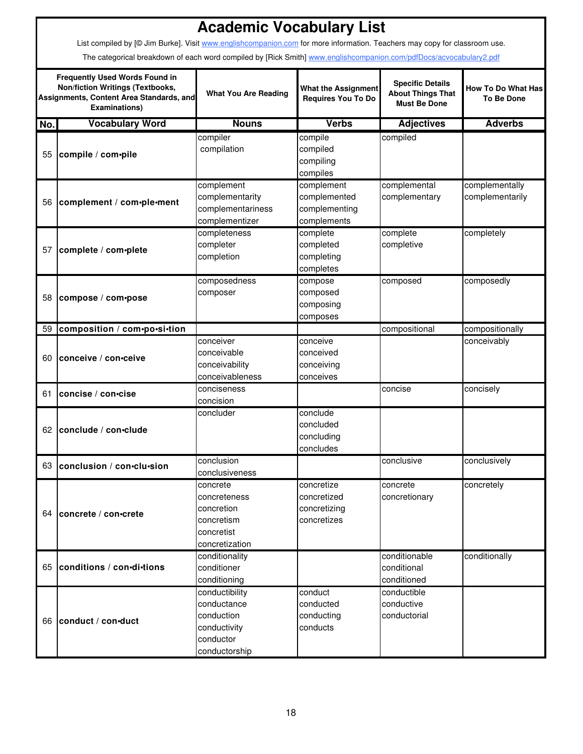# Academic Vocabulary List

List compiled by [© Jim Burke]. Visit www.englishcompanion.com for more information. Teachers may copy for classroom use.

The categorical breakdown of each word compiled by [Rick Smith] www.englishcompanion.com/pdfDocs/acvocabulary2.pdf

| Frequently Used Words Found in Non/fiction Writings (Textbooks, Assignments, Content Area Standards, and Examinations) | | What You Are Reading | What the Assignment Requires You To Do | Specific Details About Things That Must Be Done | How To Do What Has To Be Done |
|---|---|---|---|---|---|
| **No.** | **Vocabulary Word** | **Nouns** | **Verbs** | **Adjectives** | **Adverbs** |
| 55 | **compile / com•pile** | compiler<br>compilation | compile<br>compiled<br>compiling<br>compiles | compiled | |
| 56 | **complement / com•ple•ment** | complement<br>complementarity<br>complementariness<br>complementizer | complement<br>complemented<br>complementing<br>complements | complemental<br>complementary | complementally<br>complementarily |
| 57 | **complete / com•plete** | completeness<br>completer<br>completion | complete<br>completed<br>completing<br>completes | complete<br>completive | completely |
| 58 | **compose / com•pose** | composedness<br>composer | compose<br>composed<br>composing<br>composes | composed | composedly |
| 59 | **composition / com•po•si•tion** | | | compositional | compositionally |
| 60 | **conceive / con•ceive** | conceiver<br>conceivable<br>conceivability<br>conceivableness | conceive<br>conceived<br>conceiving<br>conceives | | conceivably |
| 61 | **concise / con•cise** | conciseness<br>concision | | concise | concisely |
| 62 | **conclude / con•clude** | concluder | conclude<br>concluded<br>concluding<br>concludes | | |
| 63 | **conclusion / con•clu•sion** | conclusion<br>conclusiveness | | conclusive | conclusively |
| 64 | **concrete / con•crete** | concrete<br>concreteness<br>concretion<br>concretism<br>concretist<br>concretization | concretize<br>concretized<br>concretizing<br>concretizes | concrete<br>concretionary | concretely |
| 65 | **conditions / con•di•tions** | conditionality<br>conditioner<br>conditioning | | conditionable<br>conditional<br>conditioned | conditionally |
| 66 | **conduct / con•duct** | conductibility<br>conductance<br>conduction<br>conductivity<br>conductor<br>conductorship | conduct<br>conducted<br>conducting<br>conducts | conductible<br>conductive<br>conductorial | |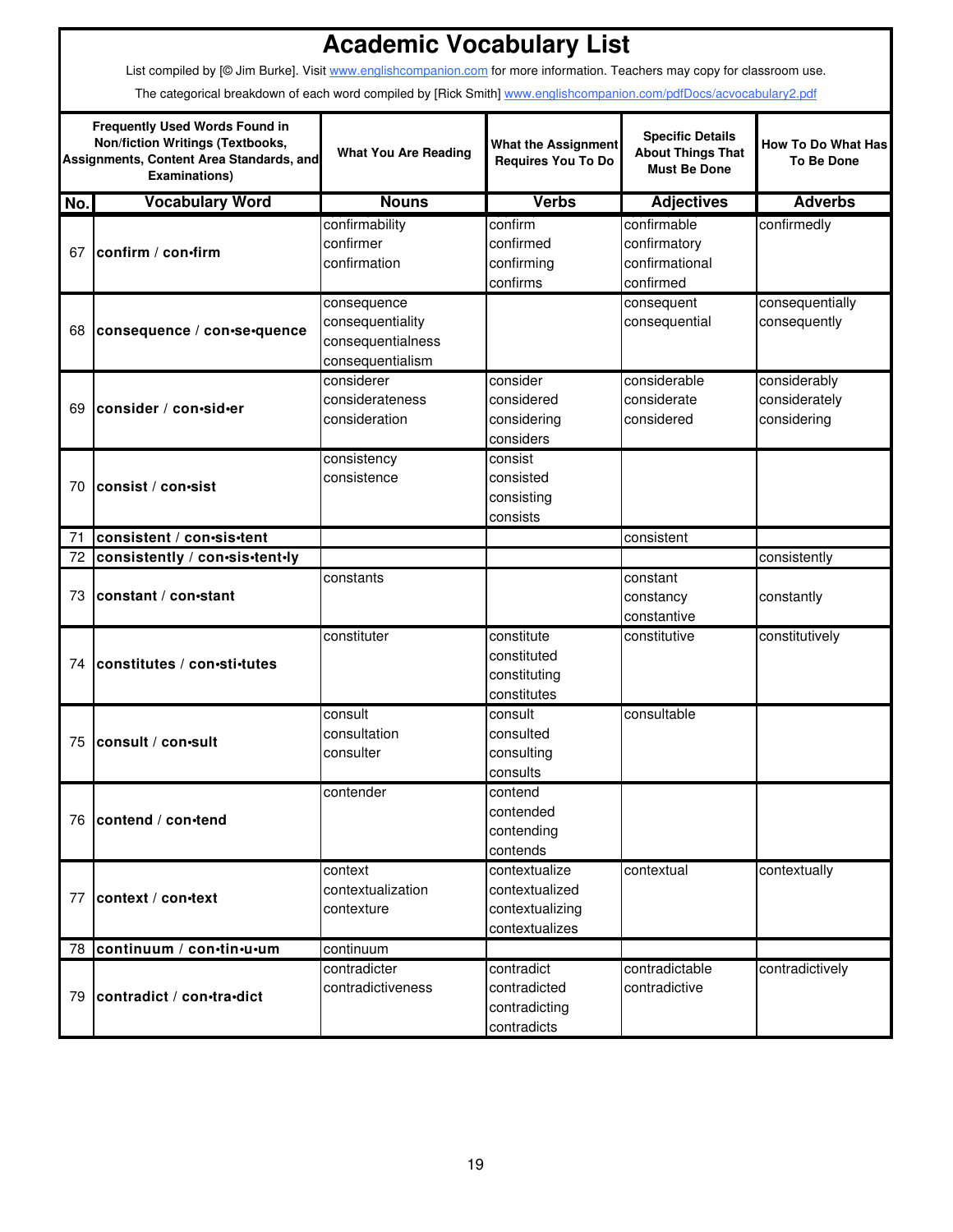# Academic Vocabulary List

List compiled by [© Jim Burke]. Visit www.englishcompanion.com for more information. Teachers may copy for classroom use.

The categorical breakdown of each word compiled by [Rick Smith] www.englishcompanion.com/pdfDocs/acvocabulary2.pdf

| | Frequently Used Words Found in Non/fiction Writings (Textbooks, Assignments, Content Area Standards, and Examinations) | What You Are Reading | What the Assignment Requires You To Do | Specific Details About Things That Must Be Done | How To Do What Has To Be Done |
|---|---|---|---|---|---|
| **No.** | **Vocabulary Word** | **Nouns** | **Verbs** | **Adjectives** | **Adverbs** |
| 67 | **confirm / con•firm** | confirmability<br>confirmer<br>confirmation | confirm<br>confirmed<br>confirming<br>confirms | confirmable<br>confirmatory<br>confirmational<br>confirmed | confirmedly |
| 68 | **consequence / con•se•quence** | consequence<br>consequentiality<br>consequentialness<br>consequentialism | | consequent<br>consequential | consequentially<br>consequently |
| 69 | **consider / con•sid•er** | considerer<br>considerateness<br>consideration | consider<br>considered<br>considering<br>considers | considerable<br>considerate<br>considered | considerably<br>considerately<br>considering |
| 70 | **consist / con•sist** | consistency<br>consistence | consist<br>consisted<br>consisting<br>consists | | |
| 71 | **consistent / con•sis•tent** | | | consistent | |
| 72 | **consistently / con•sis•tent•ly** | | | | consistently |
| 73 | **constant / con•stant** | constants | | constant<br>constancy<br>constantive | constantly |
| 74 | **constitutes / con•sti•tutes** | constituter | constitute<br>constituted<br>constituting<br>constitutes | constitutive | constitutively |
| 75 | **consult / con•sult** | consult<br>consultation<br>consulter | consult<br>consulted<br>consulting<br>consults | consultable | |
| 76 | **contend / con•tend** | contender | contend<br>contended<br>contending<br>contends | | |
| 77 | **context / con•text** | context<br>contextualization<br>contexture | contextualize<br>contextualized<br>contextualizing<br>contextualizes | contextual | contextually |
| 78 | **continuum / con•tin•u•um** | continuum | | | |
| 79 | **contradict / con•tra•dict** | contradicter<br>contradictiveness | contradict<br>contradicted<br>contradicting<br>contradicts | contradictable<br>contradictive | contradictively |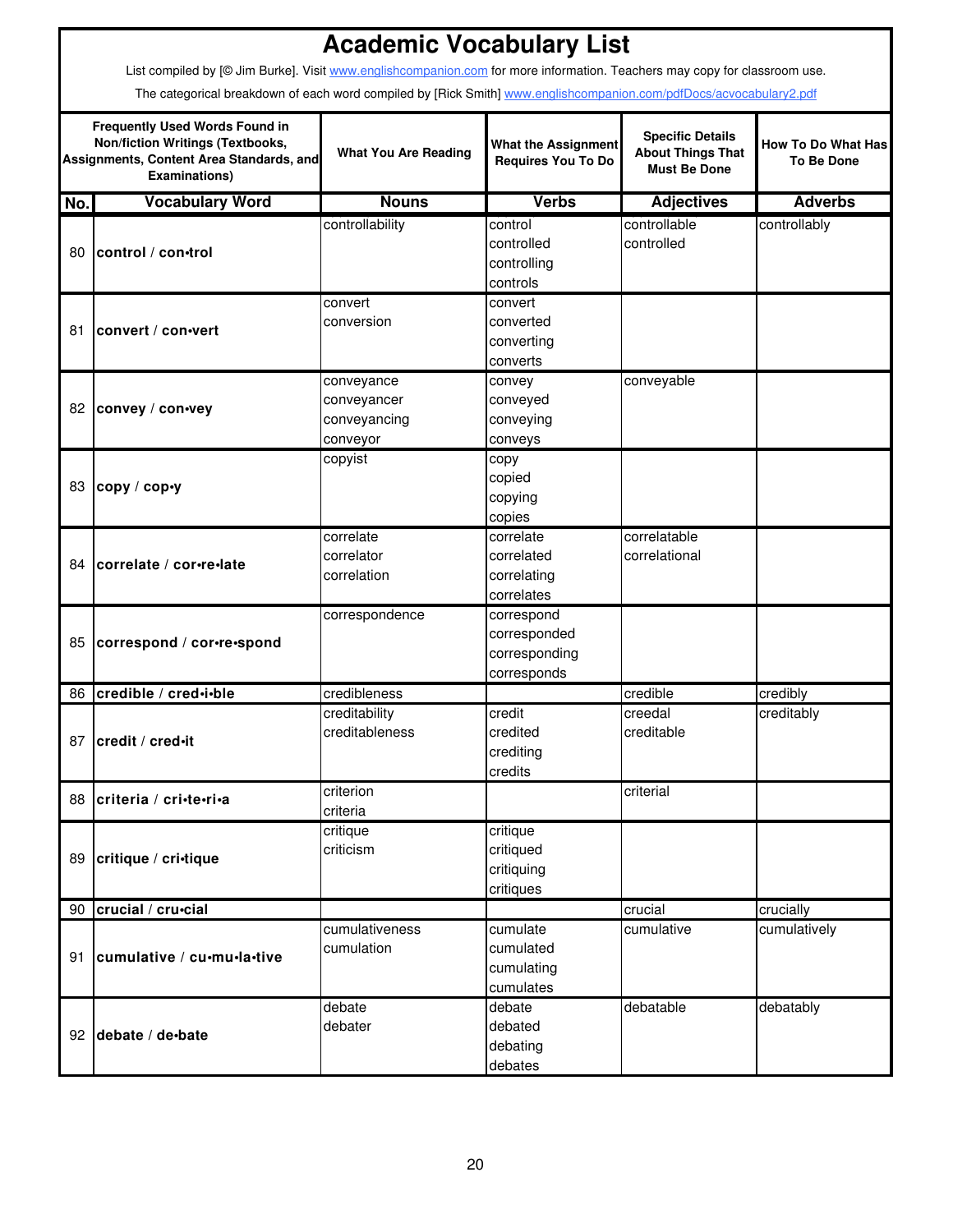# Academic Vocabulary List

List compiled by [© Jim Burke]. Visit www.englishcompanion.com for more information. Teachers may copy for classroom use.

The categorical breakdown of each word compiled by [Rick Smith] www.englishcompanion.com/pdfDocs/acvocabulary2.pdf

| Frequently Used Words Found in Non/fiction Writings (Textbooks, Assignments, Content Area Standards, and Examinations) | | What You Are Reading | What the Assignment Requires You To Do | Specific Details About Things That Must Be Done | How To Do What Has To Be Done |
|---|---|---|---|---|---|
| **No.** | **Vocabulary Word** | **Nouns** | **Verbs** | **Adjectives** | **Adverbs** |
| 80 | **control / con•trol** | controllability | control<br>controlled<br>controlling<br>controls | controllable<br>controlled | controllably |
| 81 | **convert / con•vert** | convert<br>conversion | convert<br>converted<br>converting<br>converts | | |
| 82 | **convey / con•vey** | conveyance<br>conveyancer<br>conveyancing<br>conveyor | convey<br>conveyed<br>conveying<br>conveys | conveyable | |
| 83 | **copy / cop•y** | copyist | copy<br>copied<br>copying<br>copies | | |
| 84 | **correlate / cor•re•late** | correlate<br>correlator<br>correlation | correlate<br>correlated<br>correlating<br>correlates | correlatable<br>correlational | |
| 85 | **correspond / cor•re•spond** | correspondence | correspond<br>corresponded<br>corresponding<br>corresponds | | |
| 86 | **credible / cred•i•ble** | credibleness | | credible | credibly |
| 87 | **credit / cred•it** | creditability<br>creditableness | credit<br>credited<br>crediting<br>credits | creedal<br>creditable | creditably |
| 88 | **criteria / cri•te•ri•a** | criterion<br>criteria | | criterial | |
| 89 | **critique / cri•tique** | critique<br>criticism | critique<br>critiqued<br>critiquing<br>critiques | | |
| 90 | **crucial / cru•cial** | | | crucial | crucially |
| 91 | **cumulative / cu•mu•la•tive** | cumulativeness<br>cumulation | cumulate<br>cumulated<br>cumulating<br>cumulates | cumulative | cumulatively |
| 92 | **debate / de•bate** | debate<br>debater | debate<br>debated<br>debating<br>debates | debatable | debatably |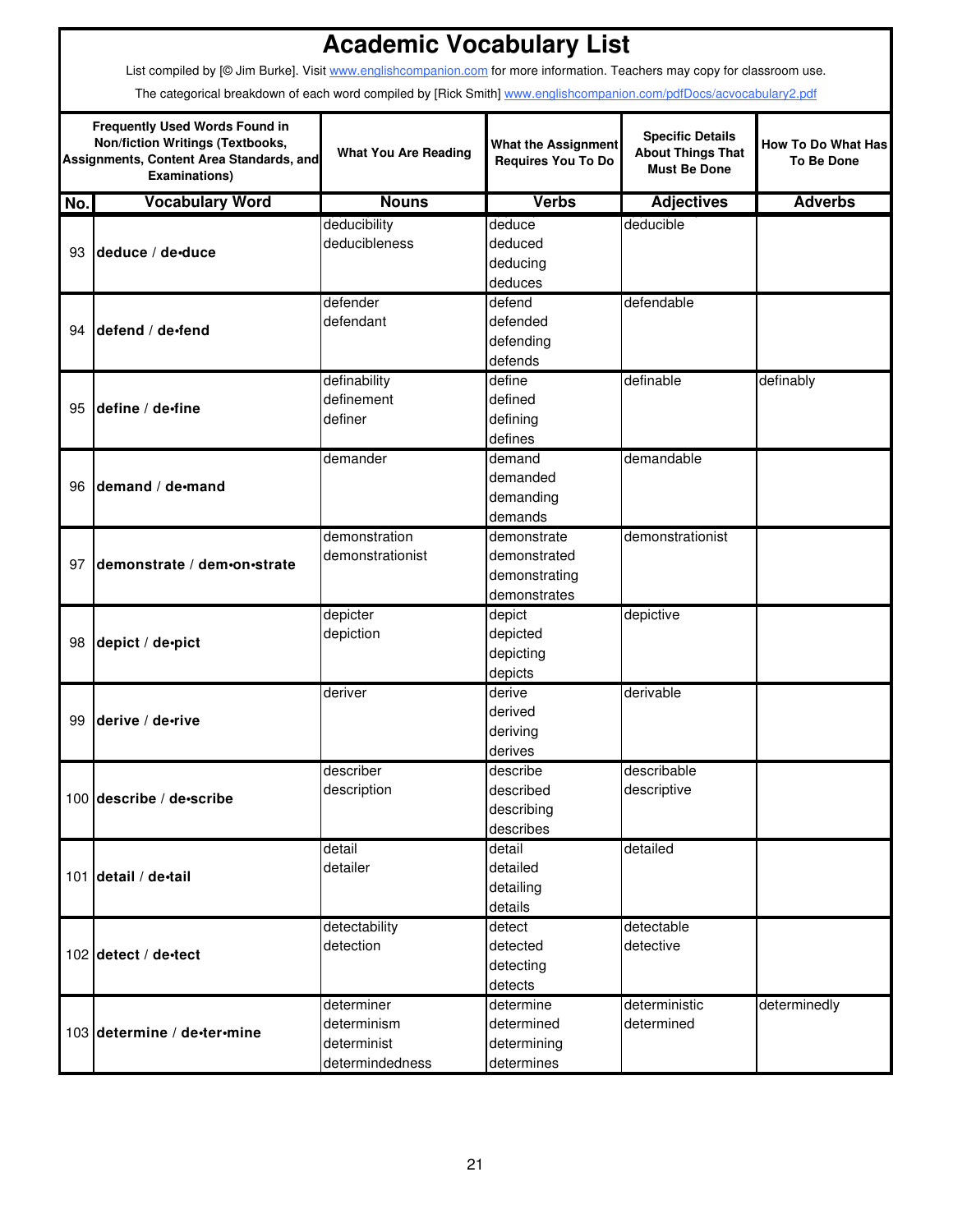# Academic Vocabulary List

List compiled by [© Jim Burke]. Visit www.englishcompanion.com for more information. Teachers may copy for classroom use.

The categorical breakdown of each word compiled by [Rick Smith] www.englishcompanion.com/pdfDocs/acvocabulary2.pdf

| | Frequently Used Words Found in Non/fiction Writings (Textbooks, Assignments, Content Area Standards, and Examinations) | What You Are Reading | What the Assignment Requires You To Do | Specific Details About Things That Must Be Done | How To Do What Has To Be Done |
|---|---|---|---|---|---|
| **No.** | **Vocabulary Word** | **Nouns** | **Verbs** | **Adjectives** | **Adverbs** |
| 93 | **deduce** / **de•duce** | deducibility<br>deducibleness | deduce<br>deduced<br>deducing<br>deduces | deducible | |
| 94 | **defend** / **de•fend** | defender<br>defendant | defend<br>defended<br>defending<br>defends | defendable | |
| 95 | **define** / **de•fine** | definability<br>definement<br>definer | define<br>defined<br>defining<br>defines | definable | definably |
| 96 | **demand** / **de•mand** | demander | demand<br>demanded<br>demanding<br>demands | demandable | |
| 97 | **demonstrate** / **dem•on•strate** | demonstration<br>demonstrationist | demonstrate<br>demonstrated<br>demonstrating<br>demonstrates | demonstrationist | |
| 98 | **depict** / **de•pict** | depicter<br>depiction | depict<br>depicted<br>depicting<br>depicts | depictive | |
| 99 | **derive** / **de•rive** | deriver | derive<br>derived<br>deriving<br>derives | derivable | |
| 100 | **describe** / **de•scribe** | describer<br>description | describe<br>described<br>describing<br>describes | describable<br>descriptive | |
| 101 | **detail** / **de•tail** | detail<br>detailer | detail<br>detailed<br>detailing<br>details | detailed | |
| 102 | **detect** / **de•tect** | detectability<br>detection | detect<br>detected<br>detecting<br>detects | detectable<br>detective | |
| 103 | **determine** / **de•ter•mine** | determiner<br>determinism<br>determinist<br>determindedness | determine<br>determined<br>determining<br>determines | deterministic<br>determined | determinedly |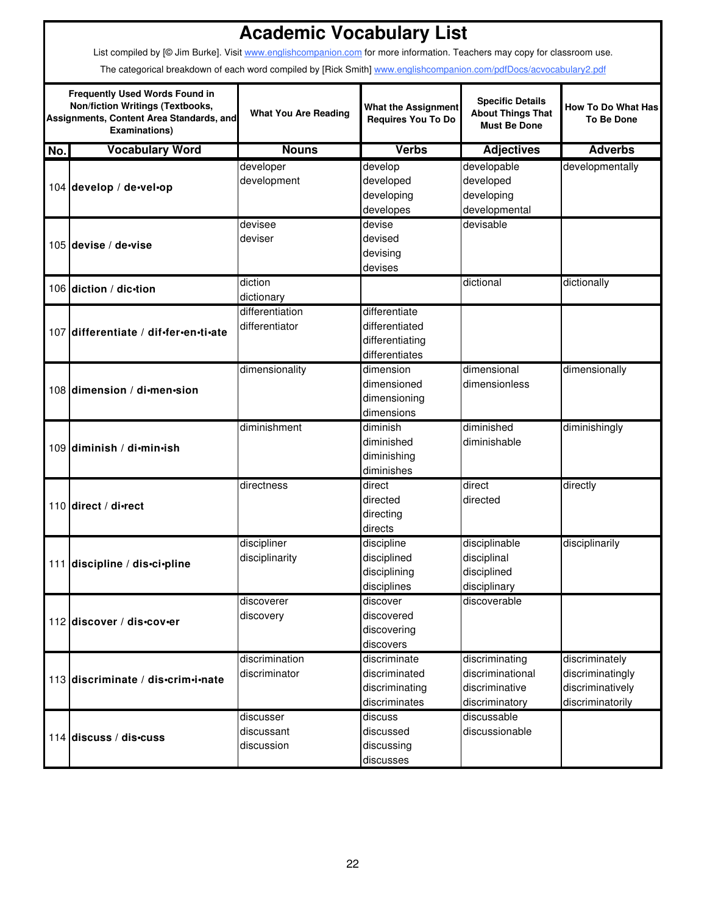# Academic Vocabulary List

List compiled by [© Jim Burke]. Visit www.englishcompanion.com for more information. Teachers may copy for classroom use.

The categorical breakdown of each word compiled by [Rick Smith] www.englishcompanion.com/pdfDocs/acvocabulary2.pdf

| Frequently Used Words Found in Non/fiction Writings (Textbooks, Assignments, Content Area Standards, and Examinations) | | What You Are Reading | What the Assignment Requires You To Do | Specific Details About Things That Must Be Done | How To Do What Has To Be Done |
|---|---|---|---|---|---|
| **No.** | **Vocabulary Word** | **Nouns** | **Verbs** | **Adjectives** | **Adverbs** |
| 104 | **develop / de•vel•op** | developer<br>development | develop<br>developed<br>developing<br>developes | developable<br>developed<br>developing<br>developmental | developmentally |
| 105 | **devise / de•vise** | devisee<br>deviser | devise<br>devised<br>devising<br>devises | devisable | |
| 106 | **diction / dic•tion** | diction<br>dictionary | | dictional | dictionally |
| 107 | **differentiate / dif•fer•en•ti•ate** | differentiation<br>differentiator | differentiate<br>differentiated<br>differentiating<br>differentiates | | |
| 108 | **dimension / di•men•sion** | dimensionality | dimension<br>dimensioned<br>dimensioning<br>dimensions | dimensional<br>dimensionless | dimensionally |
| 109 | **diminish / di•min•ish** | diminishment | diminish<br>diminished<br>diminishing<br>diminishes | diminished<br>diminishable | diminishingly |
| 110 | **direct / di•rect** | directness | direct<br>directed<br>directing<br>directs | direct<br>directed | directly |
| 111 | **discipline / dis•ci•pline** | discipliner<br>disciplinarity | discipline<br>disciplined<br>disciplining<br>disciplines | disciplinable<br>disciplinal<br>disciplined<br>disciplinary | disciplinarily |
| 112 | **discover / dis•cov•er** | discoverer<br>discovery | discover<br>discovered<br>discovering<br>discovers | discoverable | |
| 113 | **discriminate / dis•crim•i•nate** | discrimination<br>discriminator | discriminate<br>discriminated<br>discriminating<br>discriminates | discriminating<br>discriminational<br>discriminative<br>discriminatory | discriminately<br>discriminatingly<br>discriminatively<br>discriminatorily |
| 114 | **discuss / dis•cuss** | discusser<br>discussant<br>discussion | discuss<br>discussed<br>discussing<br>discusses | discussable<br>discussionable | |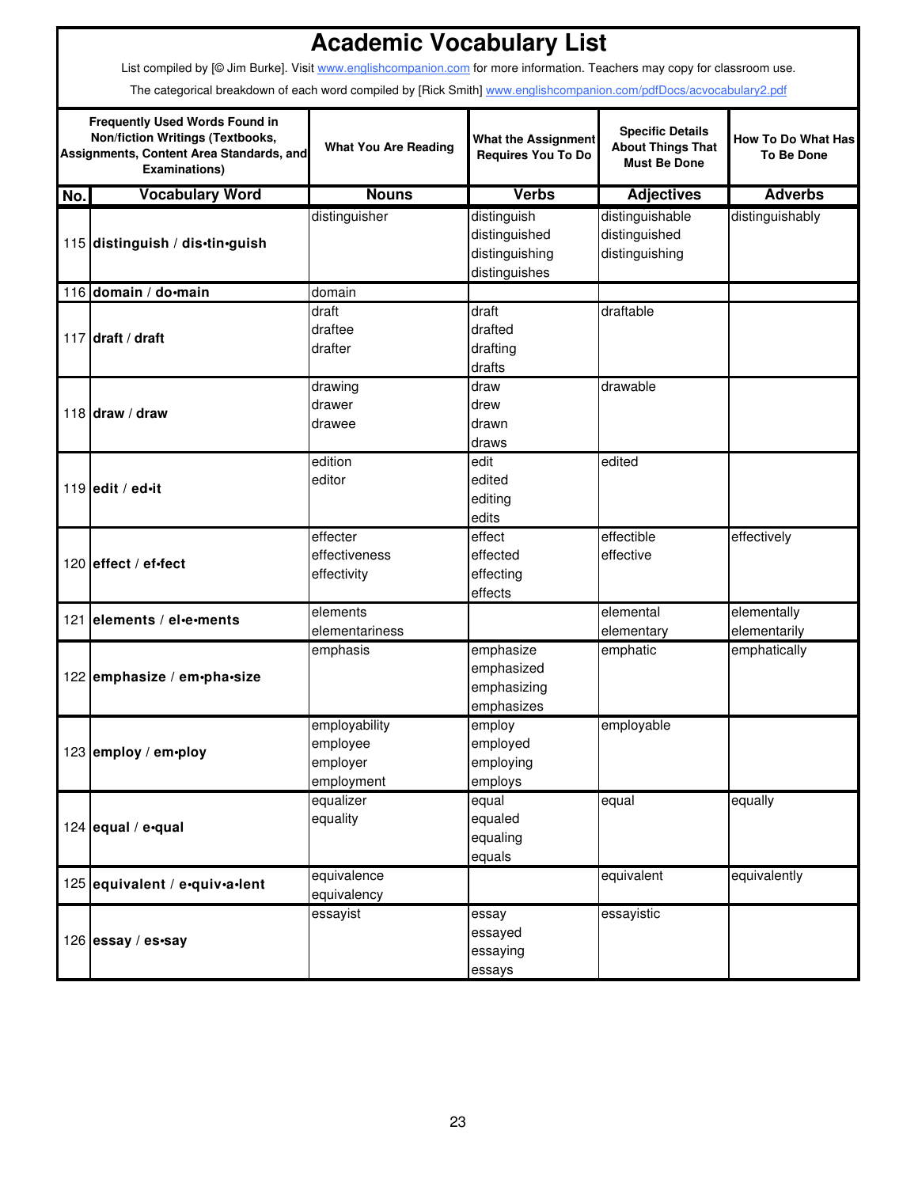# Academic Vocabulary List

List compiled by [© Jim Burke]. Visit www.englishcompanion.com for more information. Teachers may copy for classroom use.

The categorical breakdown of each word compiled by [Rick Smith] www.englishcompanion.com/pdfDocs/acvocabulary2.pdf

| Frequently Used Words Found in Non/fiction Writings (Textbooks, Assignments, Content Area Standards, and Examinations) | | What You Are Reading | What the Assignment Requires You To Do | Specific Details About Things That Must Be Done | How To Do What Has To Be Done |
|---|---|---|---|---|---|
| **No.** | **Vocabulary Word** | **Nouns** | **Verbs** | **Adjectives** | **Adverbs** |
| 115 | **distinguish / dis•tin•guish** | distinguisher | distinguish<br>distinguished<br>distinguishing<br>distinguishes | distinguishable<br>distinguished<br>distinguishing | distinguishably |
| 116 | **domain / do•main** | domain | | | |
| 117 | **draft / draft** | draft<br>draftee<br>drafter | draft<br>drafted<br>drafting<br>drafts | draftable | |
| 118 | **draw / draw** | drawing<br>drawer<br>drawee | draw<br>drew<br>drawn<br>draws | drawable | |
| 119 | **edit / ed•it** | edition<br>editor | edit<br>edited<br>editing<br>edits | edited | |
| 120 | **effect / ef•fect** | effecter<br>effectiveness<br>effectivity | effect<br>effected<br>effecting<br>effects | effectible<br>effective | effectively |
| 121 | **elements / el•e•ments** | elements<br>elementariness | | elemental<br>elementary | elementally<br>elementarily |
| 122 | **emphasize / em•pha•size** | emphasis | emphasize<br>emphasized<br>emphasizing<br>emphasizes | emphatic | emphatically |
| 123 | **employ / em•ploy** | employability<br>employee<br>employer<br>employment | employ<br>employed<br>employing<br>employs | employable | |
| 124 | **equal / e•qual** | equalizer<br>equality | equal<br>equaled<br>equaling<br>equals | equal | equally |
| 125 | **equivalent / e•quiv•a•lent** | equivalence<br>equivalency | | equivalent | equivalently |
| 126 | **essay / es•say** | essayist | essay<br>essayed<br>essaying<br>essays | essayistic | |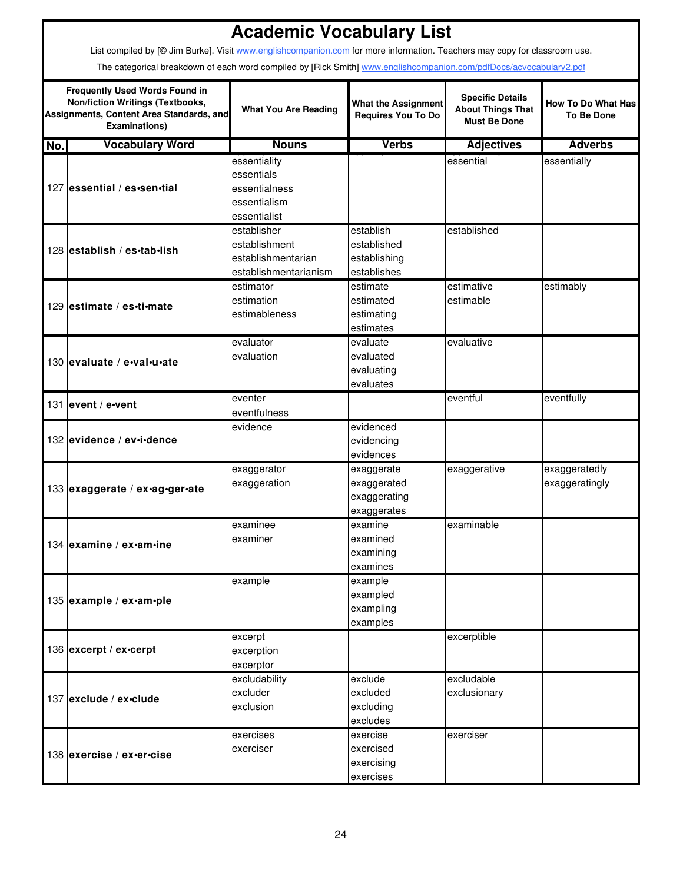# Academic Vocabulary List

List compiled by [© Jim Burke]. Visit www.englishcompanion.com for more information. Teachers may copy for classroom use.

The categorical breakdown of each word compiled by [Rick Smith] www.englishcompanion.com/pdfDocs/acvocabulary2.pdf

| Frequently Used Words Found in Non/fiction Writings (Textbooks, Assignments, Content Area Standards, and Examinations) | | What You Are Reading | What the Assignment Requires You To Do | Specific Details About Things That Must Be Done | How To Do What Has To Be Done |
|---|---|---|---|---|---|
| **No.** | **Vocabulary Word** | **Nouns** | **Verbs** | **Adjectives** | **Adverbs** |
| 127 | **essential / es•sen•tial** | essentiality<br>essentials<br>essentialness<br>essentialism<br>essentialist | | essential | essentially |
| 128 | **establish / es•tab•lish** | establisher<br>establishment<br>establishmentarian<br>establishmentarianism | establish<br>established<br>establishing<br>establishes | established | |
| 129 | **estimate / es•ti•mate** | estimator<br>estimation<br>estimableness | estimate<br>estimated<br>estimating<br>estimates | estimative<br>estimable | estimably |
| 130 | **evaluate / e•val•u•ate** | evaluator<br>evaluation | evaluate<br>evaluated<br>evaluating<br>evaluates | evaluative | |
| 131 | **event / e•vent** | eventer<br>eventfulness | | eventful | eventfully |
| 132 | **evidence / ev•i•dence** | evidence | evidenced<br>evidencing<br>evidences | | |
| 133 | **exaggerate / ex•ag•ger•ate** | exaggerator<br>exaggeration | exaggerate<br>exaggerated<br>exaggerating<br>exaggerates | exaggerative | exaggeratedly<br>exaggeratingly |
| 134 | **examine / ex•am•ine** | examinee<br>examiner | examine<br>examined<br>examining<br>examines | examinable | |
| 135 | **example / ex•am•ple** | example | example<br>exampled<br>exampling<br>examples | | |
| 136 | **excerpt / ex•cerpt** | excerpt<br>excerption<br>excerptor | | excerptible | |
| 137 | **exclude / ex•clude** | excludability<br>excluder<br>exclusion | exclude<br>excluded<br>excluding<br>excludes | excludable<br>exclusionary | |
| 138 | **exercise / ex•er•cise** | exercises<br>exerciser | exercise<br>exercised<br>exercising<br>exercises | exerciser | |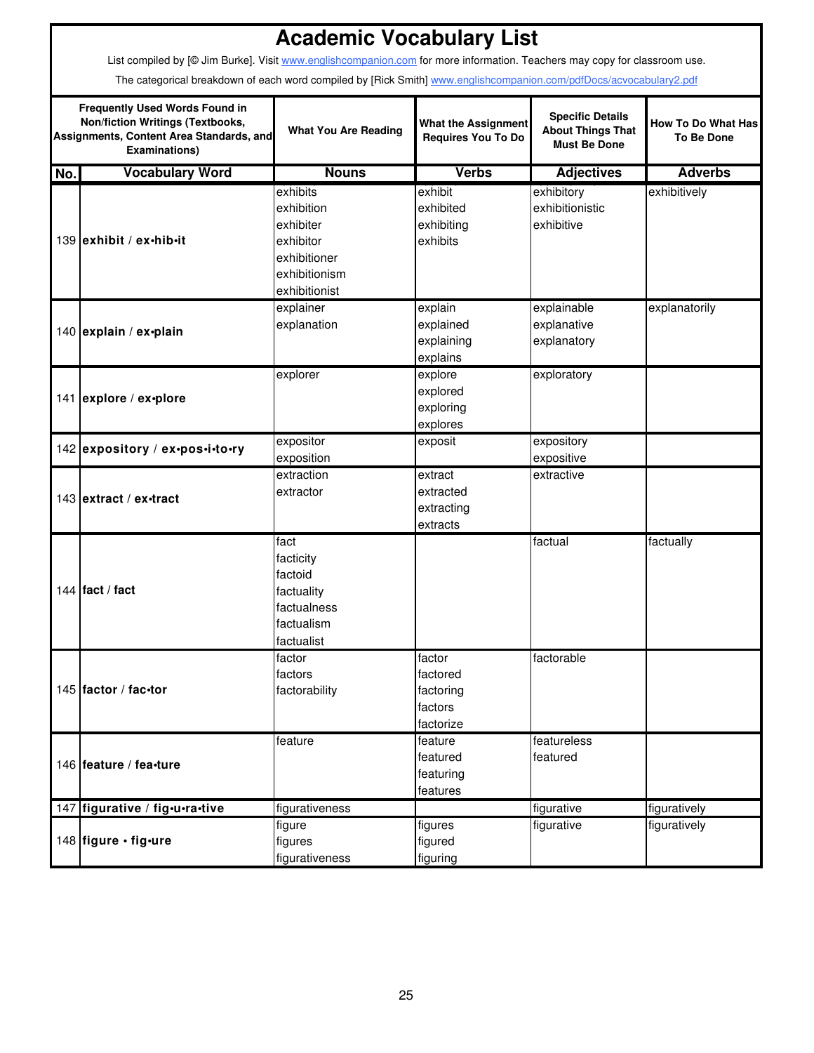# Academic Vocabulary List

List compiled by [© Jim Burke]. Visit www.englishcompanion.com for more information. Teachers may copy for classroom use.

The categorical breakdown of each word compiled by [Rick Smith] www.englishcompanion.com/pdfDocs/acvocabulary2.pdf

| Frequently Used Words Found in Non/fiction Writings (Textbooks, Assignments, Content Area Standards, and Examinations) | | What You Are Reading | What the Assignment Requires You To Do | Specific Details About Things That Must Be Done | How To Do What Has To Be Done |
|---|---|---|---|---|---|
| **No.** | **Vocabulary Word** | **Nouns** | **Verbs** | **Adjectives** | **Adverbs** |
| 139 | **exhibit / ex•hib•it** | exhibits<br>exhibition<br>exhibiter<br>exhibitor<br>exhibitioner<br>exhibitionism<br>exhibitionist | exhibit<br>exhibited<br>exhibiting<br>exhibits | exhibitory<br>exhibitionistic<br>exhibitive | exhibitively |
| 140 | **explain / ex•plain** | explainer<br>explanation | explain<br>explained<br>explaining<br>explains | explainable<br>explanative<br>explanatory | explanatorily |
| 141 | **explore / ex•plore** | explorer | explore<br>explored<br>exploring<br>explores | exploratory | |
| 142 | **expository / ex•pos•i•to•ry** | expositor<br>exposition | exposit | expository<br>expositive | |
| 143 | **extract / ex•tract** | extraction<br>extractor | extract<br>extracted<br>extracting<br>extracts | extractive | |
| 144 | **fact / fact** | fact<br>facticity<br>factoid<br>factuality<br>factualness<br>factualism<br>factualist | | factual | factually |
| 145 | **factor / fac•tor** | factor<br>factors<br>factorability | factor<br>factored<br>factoring<br>factors<br>factorize | factorable | |
| 146 | **feature / fea•ture** | feature | feature<br>featured<br>featuring<br>features | featureless<br>featured | |
| 147 | **figurative / fig•u•ra•tive** | figurativeness | | figurative | figuratively |
| 148 | **figure • fig•ure** | figure<br>figures<br>figurativeness | figures<br>figured<br>figuring | figurative | figuratively |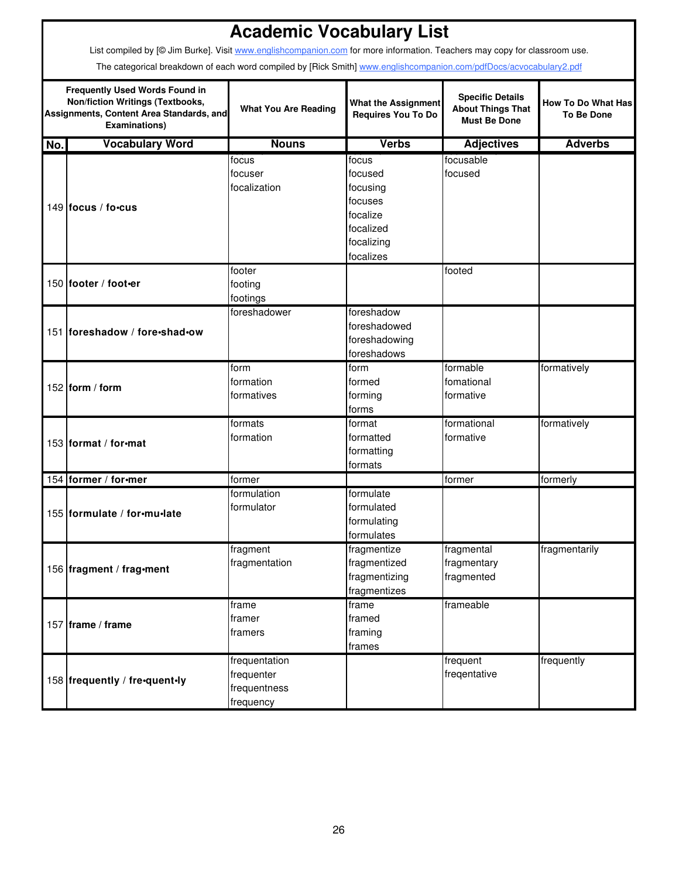# Academic Vocabulary List

List compiled by [© Jim Burke]. Visit www.englishcompanion.com for more information. Teachers may copy for classroom use.

The categorical breakdown of each word compiled by [Rick Smith] www.englishcompanion.com/pdfDocs/acvocabulary2.pdf

| Frequently Used Words Found in Non/fiction Writings (Textbooks, Assignments, Content Area Standards, and Examinations) | | What You Are Reading | What the Assignment Requires You To Do | Specific Details About Things That Must Be Done | How To Do What Has To Be Done |
|---|---|---|---|---|---|
| **No.** | **Vocabulary Word** | **Nouns** | **Verbs** | **Adjectives** | **Adverbs** |
| 149 | **focus** / **fo•cus** | focus<br>focuser<br>focalization | focus<br>focused<br>focusing<br>focuses<br>focalize<br>focalized<br>focalizing<br>focalizes | focusable<br>focused | |
| 150 | **footer** / **foot•er** | footer<br>footing<br>footings | | footed | |
| 151 | **foreshadow** / **fore•shad•ow** | foreshadower | foreshadow<br>foreshadowed<br>foreshadowing<br>foreshadows | | |
| 152 | **form** / **form** | form<br>formation<br>formatives | form<br>formed<br>forming<br>forms | formable<br>fomational<br>formative | formatively |
| 153 | **format** / **for•mat** | formats<br>formation | format<br>formatted<br>formatting<br>formats | formational<br>formative | formatively |
| 154 | **former** / **for•mer** | former | | former | formerly |
| 155 | **formulate** / **for•mu•late** | formulation<br>formulator | formulate<br>formulated<br>formulating<br>formulates | | |
| 156 | **fragment** / **frag•ment** | fragment<br>fragmentation | fragmentize<br>fragmentized<br>fragmentizing<br>fragmentizes | fragmental<br>fragmentary<br>fragmented | fragmentarily |
| 157 | **frame** / **frame** | frame<br>framer<br>framers | frame<br>framed<br>framing<br>frames | frameable | |
| 158 | **frequently** / **fre•quent•ly** | frequentation<br>frequenter<br>frequentness<br>frequency | | frequent<br>freqentative | frequently |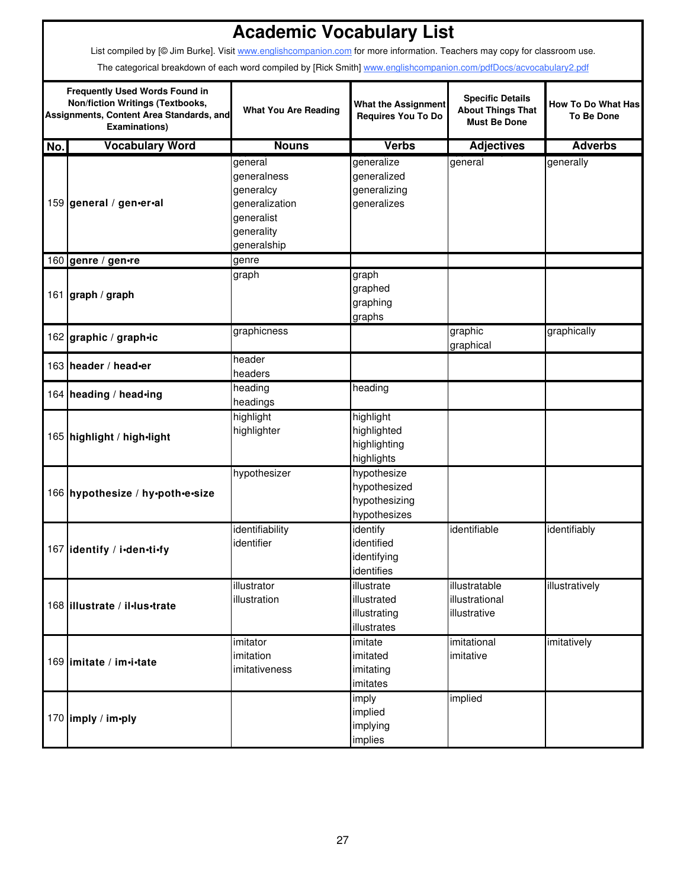# Academic Vocabulary List

List compiled by [© Jim Burke]. Visit www.englishcompanion.com for more information. Teachers may copy for classroom use.

The categorical breakdown of each word compiled by [Rick Smith] www.englishcompanion.com/pdfDocs/acvocabulary2.pdf

| Frequently Used Words Found in Non/fiction Writings (Textbooks, Assignments, Content Area Standards, and Examinations) | | What You Are Reading | What the Assignment Requires You To Do | Specific Details About Things That Must Be Done | How To Do What Has To Be Done |
|---|---|---|---|---|---|
| **No.** | **Vocabulary Word** | **Nouns** | **Verbs** | **Adjectives** | **Adverbs** |
| 159 | **general / gen•er•al** | general<br>generalness<br>generalcy<br>generalization<br>generalist<br>generality<br>generalship | generalize<br>generalized<br>generalizing<br>generalizes | general | generally |
| 160 | **genre / gen•re** | genre | | | |
| 161 | **graph / graph** | graph | graph<br>graphed<br>graphing<br>graphs | | |
| 162 | **graphic / graph•ic** | graphicness | | graphic<br>graphical | graphically |
| 163 | **header / head•er** | header<br>headers | | | |
| 164 | **heading / head•ing** | heading<br>headings | heading | | |
| 165 | **highlight / high•light** | highlight<br>highlighter | highlight<br>highlighted<br>highlighting<br>highlights | | |
| 166 | **hypothesize / hy•poth•e•size** | hypothesizer | hypothesize<br>hypothesized<br>hypothesizing<br>hypothesizes | | |
| 167 | **identify / i•den•ti•fy** | identifiability<br>identifier | identify<br>identified<br>identifying<br>identifies | identifiable | identifiably |
| 168 | **illustrate / il•lus•trate** | illustrator<br>illustration | illustrate<br>illustrated<br>illustrating<br>illustrates | illustratable<br>illustrational<br>illustrative | illustratively |
| 169 | **imitate / im•i•tate** | imitator<br>imitation<br>imitativeness | imitate<br>imitated<br>imitating<br>imitates | imitational<br>imitative | imitatively |
| 170 | **imply / im•ply** | | imply<br>implied<br>implying<br>implies | implied | |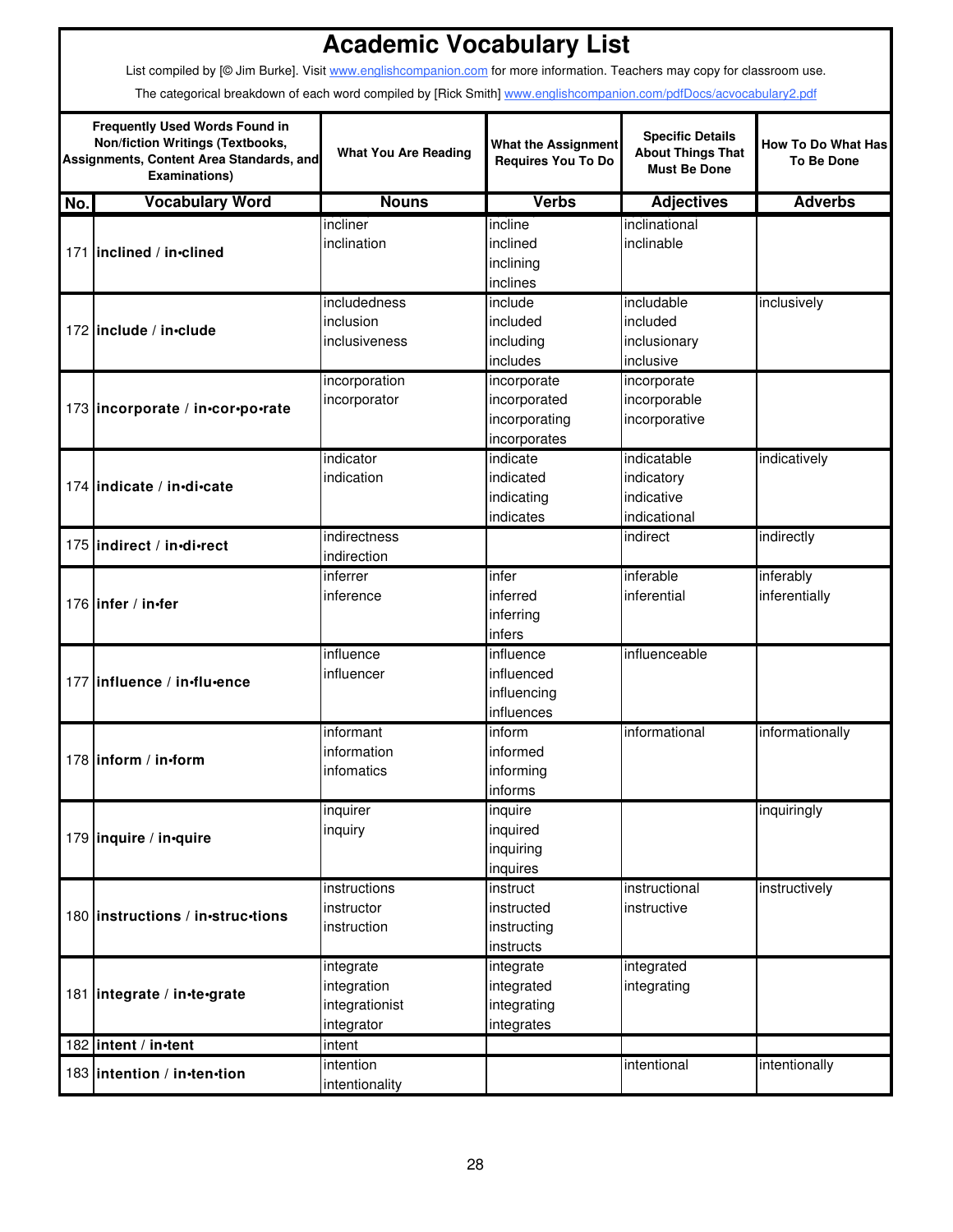# Academic Vocabulary List

List compiled by [© Jim Burke]. Visit www.englishcompanion.com for more information. Teachers may copy for classroom use.

The categorical breakdown of each word compiled by [Rick Smith] www.englishcompanion.com/pdfDocs/acvocabulary2.pdf

| Frequently Used Words Found in Non/fiction Writings (Textbooks, Assignments, Content Area Standards, and Examinations) | | What You Are Reading | What the Assignment Requires You To Do | Specific Details About Things That Must Be Done | How To Do What Has To Be Done |
|---|---|---|---|---|---|
| **No.** | **Vocabulary Word** | **Nouns** | **Verbs** | **Adjectives** | **Adverbs** |
| 171 | **inclined / in•clined** | incliner<br>inclination | incline<br>inclined<br>inclining<br>inclines | inclinational<br>inclinable | |
| 172 | **include / in•clude** | includedness<br>inclusion<br>inclusiveness | include<br>included<br>including<br>includes | includable<br>included<br>inclusionary<br>inclusive | inclusively |
| 173 | **incorporate / in•cor•po•rate** | incorporation<br>incorporator | incorporate<br>incorporated<br>incorporating<br>incorporates | incorporate<br>incorporable<br>incorporative | |
| 174 | **indicate / in•di•cate** | indicator<br>indication | indicate<br>indicated<br>indicating<br>indicates | indicatable<br>indicatory<br>indicative<br>indicational | indicatively |
| 175 | **indirect / in•di•rect** | indirectness<br>indirection | | indirect | indirectly |
| 176 | **infer / in•fer** | inferrer<br>inference | infer<br>inferred<br>inferring<br>infers | inferable<br>inferential | inferably<br>inferentially |
| 177 | **influence / in•flu•ence** | influence<br>influencer | influence<br>influenced<br>influencing<br>influences | influenceable | |
| 178 | **inform / in•form** | informant<br>information<br>infomatics | inform<br>informed<br>informing<br>informs | informational | informationally |
| 179 | **inquire / in•quire** | inquirer<br>inquiry | inquire<br>inquired<br>inquiring<br>inquires | | inquiringly |
| 180 | **instructions / in•struc•tions** | instructions<br>instructor<br>instruction | instruct<br>instructed<br>instructing<br>instructs | instructional<br>instructive | instructively |
| 181 | **integrate / in•te•grate** | integrate<br>integration<br>integrationist<br>integrator | integrate<br>integrated<br>integrating<br>integrates | integrated<br>integrating | |
| 182 | **intent / in•tent** | intent | | | |
| 183 | **intention / in•ten•tion** | intention<br>intentionality | | intentional | intentionally |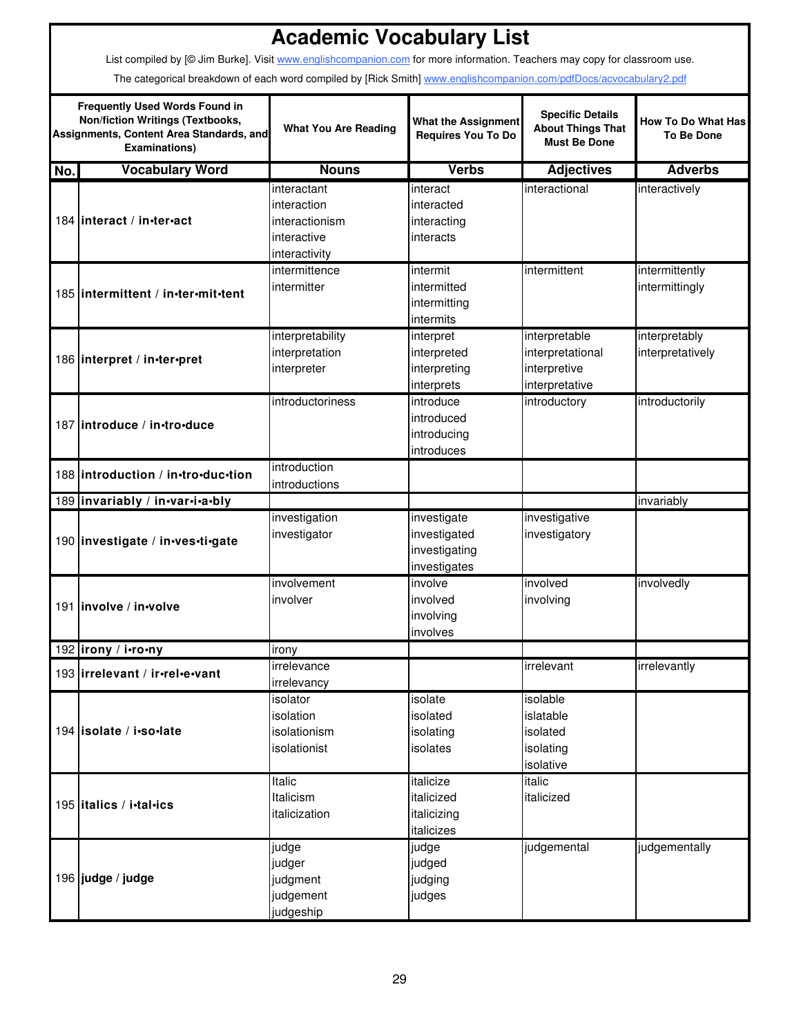# Academic Vocabulary List

List compiled by [© Jim Burke]. Visit www.englishcompanion.com for more information. Teachers may copy for classroom use.

The categorical breakdown of each word compiled by [Rick Smith] www.englishcompanion.com/pdfDocs/acvocabulary2.pdf

| Frequently Used Words Found in Non/fiction Writings (Textbooks, Assignments, Content Area Standards, and Examinations) | | What You Are Reading | What the Assignment Requires You To Do | Specific Details About Things That Must Be Done | How To Do What Has To Be Done |
|---|---|---|---|---|---|
| **No.** | **Vocabulary Word** | **Nouns** | **Verbs** | **Adjectives** | **Adverbs** |
| 184 | **interact / in•ter•act** | interactant<br>interaction<br>interactionism<br>interactive<br>interactivity | interact<br>interacted<br>interacting<br>interacts | interactional | interactively |
| 185 | **intermittent / in•ter•mit•tent** | intermittence<br>intermitter | intermit<br>intermitted<br>intermitting<br>intermits | intermittent | intermittently<br>intermittingly |
| 186 | **interpret / in•ter•pret** | interpretability<br>interpretation<br>interpreter | interpret<br>interpreted<br>interpreting<br>interprets | interpretable<br>interpretational<br>interpretive<br>interpretative | interpretably<br>interpretatively |
| 187 | **introduce / in•tro•duce** | introductoriness | introduce<br>introduced<br>introducing<br>introduces | introductory | introductorily |
| 188 | **introduction / in•tro•duc•tion** | introduction<br>introductions | | | |
| 189 | **invariably / in•var•i•a•bly** | | | | invariably |
| 190 | **investigate / in•ves•ti•gate** | investigation<br>investigator | investigate<br>investigated<br>investigating<br>investigates | investigative<br>investigatory | |
| 191 | **involve / in•volve** | involvement<br>involver | involve<br>involved<br>involving<br>involves | involved<br>involving | involvedly |
| 192 | **irony / i•ro•ny** | irony | | | |
| 193 | **irrelevant / ir•rel•e•vant** | irrelevance<br>irrelevancy | | irrelevant | irrelevantly |
| 194 | **isolate / i•so•late** | isolator<br>isolation<br>isolationism<br>isolationist | isolate<br>isolated<br>isolating<br>isolates | isolable<br>islatable<br>isolated<br>isolating<br>isolative | |
| 195 | **italics / i•tal•ics** | Italic<br>Italicism<br>italicization | italicize<br>italicized<br>italicizing<br>italicizes | italic<br>italicized | |
| 196 | **judge / judge** | judge<br>judger<br>judgment<br>judgement<br>judgeship | judge<br>judged<br>judging<br>judges | judgemental | judgementally |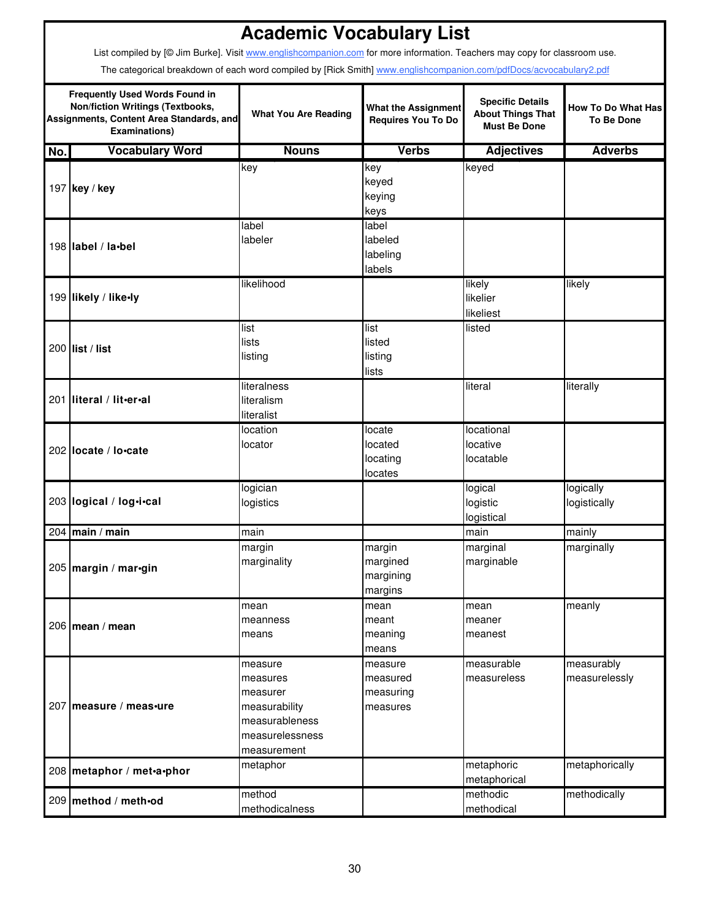# Academic Vocabulary List

List compiled by [© Jim Burke]. Visit www.englishcompanion.com for more information. Teachers may copy for classroom use.

The categorical breakdown of each word compiled by [Rick Smith] www.englishcompanion.com/pdfDocs/acvocabulary2.pdf

| Frequently Used Words Found in Non/fiction Writings (Textbooks, Assignments, Content Area Standards, and Examinations) | | What You Are Reading | What the Assignment Requires You To Do | Specific Details About Things That Must Be Done | How To Do What Has To Be Done |
|---|---|---|---|---|---|
| **No.** | **Vocabulary Word** | **Nouns** | **Verbs** | **Adjectives** | **Adverbs** |
| 197 | **key** / **key** | key | key<br>keyed<br>keying<br>keys | keyed | |
| 198 | **label** / **la•bel** | label<br>labeler | label<br>labeled<br>labeling<br>labels | | |
| 199 | **likely** / **like•ly** | likelihood | | likely<br>likelier<br>likeliest | likely |
| 200 | **list** / **list** | list<br>lists<br>listing | list<br>listed<br>listing<br>lists | listed | |
| 201 | **literal** / **lit•er•al** | literalness<br>literalism<br>literalist | | literal | literally |
| 202 | **locate** / **lo•cate** | location<br>locator | locate<br>located<br>locating<br>locates | locational<br>locative<br>locatable | |
| 203 | **logical** / **log•i•cal** | logician<br>logistics | | logical<br>logistic<br>logistical | logically<br>logistically |
| 204 | **main** / **main** | main | | main | mainly |
| 205 | **margin** / **mar•gin** | margin<br>marginality | margin<br>margined<br>margining<br>margins | marginal<br>marginable | marginally |
| 206 | **mean** / **mean** | mean<br>meanness<br>means | mean<br>meant<br>meaning<br>means | mean<br>meaner<br>meanest | meanly |
| 207 | **measure** / **meas•ure** | measure<br>measures<br>measurer<br>measurability<br>measurableness<br>measurelessness<br>measurement | measure<br>measured<br>measuring<br>measures | measurable<br>measureless | measurably<br>measurelessly |
| 208 | **metaphor** / **met•a•phor** | metaphor | | metaphoric<br>metaphorical | metaphorically |
| 209 | **method** / **meth•od** | method<br>methodicalness | | methodic<br>methodical | methodically |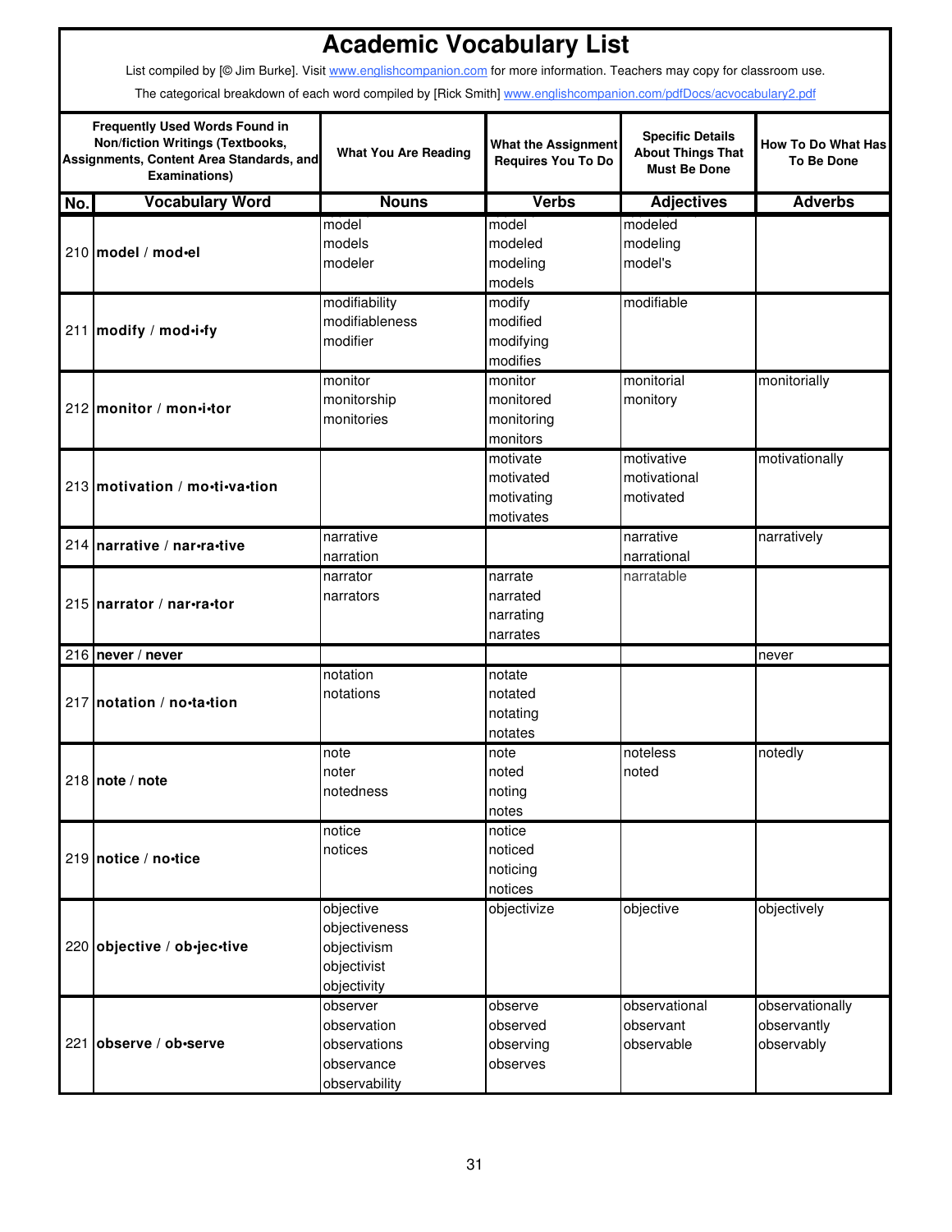# Academic Vocabulary List

List compiled by [© Jim Burke]. Visit www.englishcompanion.com for more information. Teachers may copy for classroom use.

The categorical breakdown of each word compiled by [Rick Smith] www.englishcompanion.com/pdfDocs/acvocabulary2.pdf

| Frequently Used Words Found in Non/fiction Writings (Textbooks, Assignments, Content Area Standards, and Examinations) | | What You Are Reading | What the Assignment Requires You To Do | Specific Details About Things That Must Be Done | How To Do What Has To Be Done |
|---|---|---|---|---|---|
| **No.** | **Vocabulary Word** | **Nouns** | **Verbs** | **Adjectives** | **Adverbs** |
| 210 | **model / mod•el** | model<br>models<br>modeler | model<br>modeled<br>modeling<br>models | modeled<br>modeling<br>model's | |
| 211 | **modify / mod•i•fy** | modifiability<br>modifiableness<br>modifier | modify<br>modified<br>modifying<br>modifies | modifiable | |
| 212 | **monitor / mon•i•tor** | monitor<br>monitorship<br>monitories | monitor<br>monitored<br>monitoring<br>monitors | monitorial<br>monitory | monitorially |
| 213 | **motivation / mo•ti•va•tion** | | motivate<br>motivated<br>motivating<br>motivates | motivative<br>motivational<br>motivated | motivationally |
| 214 | **narrative / nar•ra•tive** | narrative<br>narration | | narrative<br>narrational | narratively |
| 215 | **narrator / nar•ra•tor** | narrator<br>narrators | narrate<br>narrated<br>narrating<br>narrates | narratable | |
| 216 | **never / never** | | | | never |
| 217 | **notation / no•ta•tion** | notation<br>notations | notate<br>notated<br>notating<br>notates | | |
| 218 | **note / note** | note<br>noter<br>notedness | note<br>noted<br>noting<br>notes | noteless<br>noted | notedly |
| 219 | **notice / no•tice** | notice<br>notices | notice<br>noticed<br>noticing<br>notices | | |
| 220 | **objective / ob•jec•tive** | objective<br>objectiveness<br>objectivism<br>objectivist<br>objectivity | objectivize | objective | objectively |
| 221 | **observe / ob•serve** | observer<br>observation<br>observations<br>observance<br>observability | observe<br>observed<br>observing<br>observes | observational<br>observant<br>observable | observationally<br>observantly<br>observably |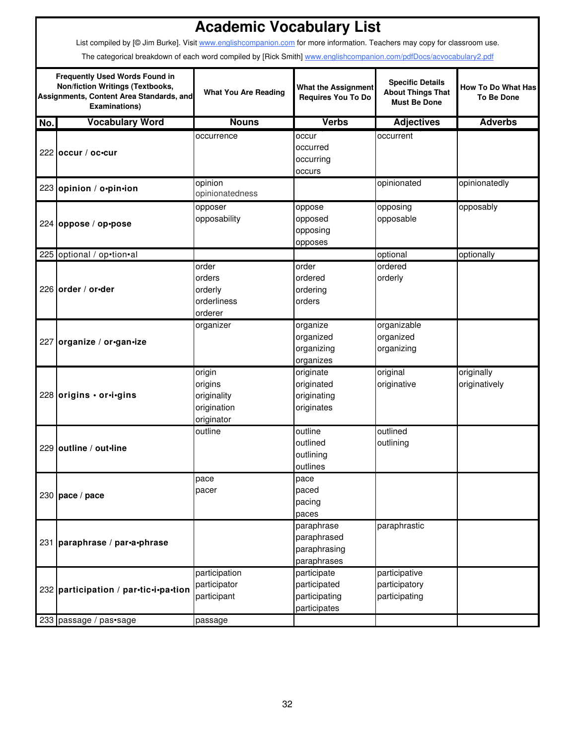# Academic Vocabulary List

List compiled by [© Jim Burke]. Visit www.englishcompanion.com for more information. Teachers may copy for classroom use.

The categorical breakdown of each word compiled by [Rick Smith] www.englishcompanion.com/pdfDocs/acvocabulary2.pdf

| Frequently Used Words Found in Non/fiction Writings (Textbooks, Assignments, Content Area Standards, and Examinations) | | What You Are Reading | What the Assignment Requires You To Do | Specific Details About Things That Must Be Done | How To Do What Has To Be Done |
|---|---|---|---|---|---|
| **No.** | **Vocabulary Word** | **Nouns** | **Verbs** | **Adjectives** | **Adverbs** |
| 222 | **occur / oc•cur** | occurrence | occur<br>occurred<br>occurring<br>occurs | occurrent | |
| 223 | **opinion / o•pin•ion** | opinion<br>opinionatedness | | opinionated | opinionatedly |
| 224 | **oppose / op•pose** | opposer<br>opposability | oppose<br>opposed<br>opposing<br>opposes | opposing<br>opposable | opposably |
| 225 | optional / op•tion•al | | | optional | optionally |
| 226 | **order / or•der** | order<br>orders<br>orderly<br>orderliness<br>orderer | order<br>ordered<br>ordering<br>orders | ordered<br>orderly | |
| 227 | **organize / or•gan•ize** | organizer | organize<br>organized<br>organizing<br>organizes | organizable<br>organized<br>organizing | |
| 228 | **origins • or•i•gins** | origin<br>origins<br>originality<br>origination<br>originator | originate<br>originated<br>originating<br>originates | original<br>originative | originally<br>originatively |
| 229 | **outline / out•line** | outline | outline<br>outlined<br>outlining<br>outlines | outlined<br>outlining | |
| 230 | **pace / pace** | pace<br>pacer | pace<br>paced<br>pacing<br>paces | | |
| 231 | **paraphrase / par•a•phrase** | | paraphrase<br>paraphrased<br>paraphrasing<br>paraphrases | paraphrastic | |
| 232 | **participation / par•tic•i•pa•tion** | participation<br>participator<br>participant | participate<br>participated<br>participating<br>participates | participative<br>participatory<br>participating | |
| 233 | passage / pas•sage | passage | | | |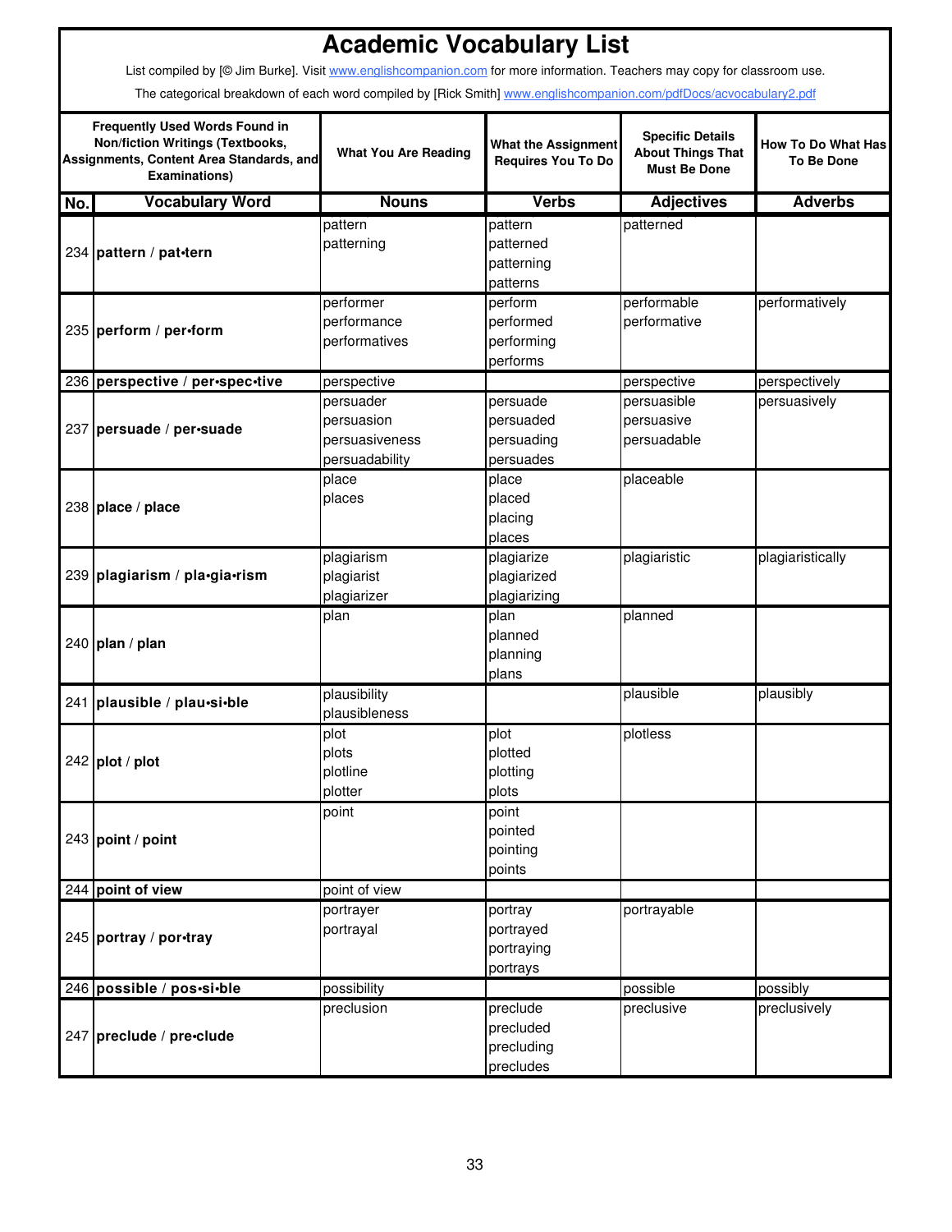# Academic Vocabulary List

List compiled by [© Jim Burke]. Visit www.englishcompanion.com for more information. Teachers may copy for classroom use.

The categorical breakdown of each word compiled by [Rick Smith] www.englishcompanion.com/pdfDocs/acvocabulary2.pdf

| Frequently Used Words Found in Non/fiction Writings (Textbooks, Assignments, Content Area Standards, and Examinations) | | What You Are Reading | What the Assignment Requires You To Do | Specific Details About Things That Must Be Done | How To Do What Has To Be Done |
|---|---|---|---|---|---|
| **No.** | **Vocabulary Word** | **Nouns** | **Verbs** | **Adjectives** | **Adverbs** |
| 234 | **pattern / pat•tern** | pattern<br>patterning | pattern<br>patterned<br>patterning<br>patterns | patterned | |
| 235 | **perform / per•form** | performer<br>performance<br>performatives | perform<br>performed<br>performing<br>performs | performable<br>performative | performatively |
| 236 | **perspective / per•spec•tive** | perspective | | perspective | perspectively |
| 237 | **persuade / per•suade** | persuader<br>persuasion<br>persuasiveness<br>persuadability | persuade<br>persuaded<br>persuading<br>persuades | persuasible<br>persuasive<br>persuadable | persuasively |
| 238 | **place / place** | place<br>places | place<br>placed<br>placing<br>places | placeable | |
| 239 | **plagiarism / pla•gia•rism** | plagiarism<br>plagiarist<br>plagiarizer | plagiarize<br>plagiarized<br>plagiarizing | plagiaristic | plagiaristically |
| 240 | **plan / plan** | plan | plan<br>planned<br>planning<br>plans | planned | |
| 241 | **plausible / plau•si•ble** | plausibility<br>plausibleness | | plausible | plausibly |
| 242 | **plot / plot** | plot<br>plots<br>plotline<br>plotter | plot<br>plotted<br>plotting<br>plots | plotless | |
| 243 | **point / point** | point | point<br>pointed<br>pointing<br>points | | |
| 244 | **point of view** | point of view | | | |
| 245 | **portray / por•tray** | portrayer<br>portrayal | portray<br>portrayed<br>portraying<br>portrays | portrayable | |
| 246 | **possible / pos•si•ble** | possibility | | possible | possibly |
| 247 | **preclude / pre•clude** | preclusion | preclude<br>precluded<br>precluding<br>precludes | preclusive | preclusively |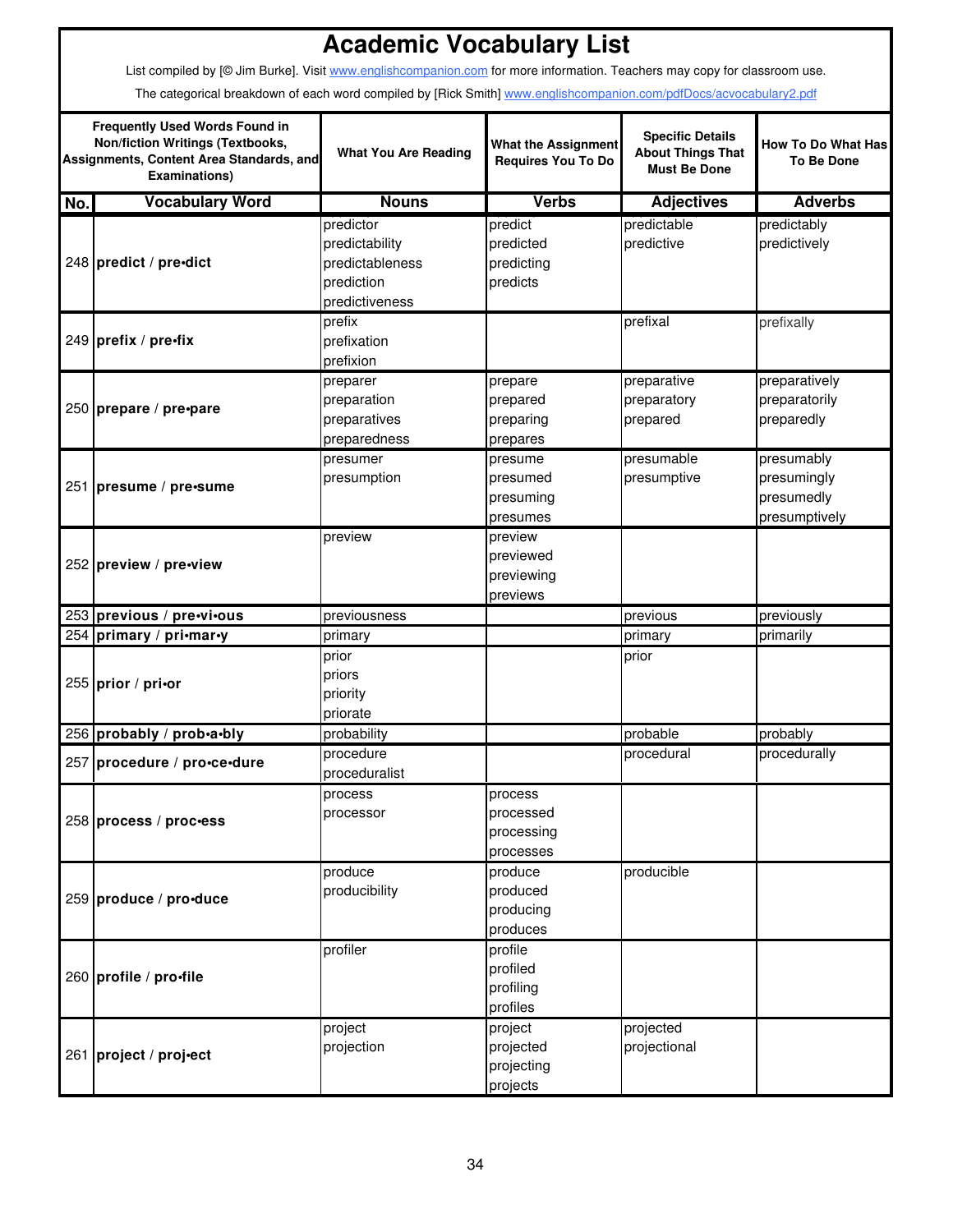# Academic Vocabulary List

List compiled by [© Jim Burke]. Visit www.englishcompanion.com for more information. Teachers may copy for classroom use.

The categorical breakdown of each word compiled by [Rick Smith] www.englishcompanion.com/pdfDocs/acvocabulary2.pdf

| Frequently Used Words Found in Non/fiction Writings (Textbooks, Assignments, Content Area Standards, and Examinations) | | What You Are Reading | What the Assignment Requires You To Do | Specific Details About Things That Must Be Done | How To Do What Has To Be Done |
|---|---|---|---|---|---|
| **No.** | **Vocabulary Word** | **Nouns** | **Verbs** | **Adjectives** | **Adverbs** |
| 248 | **predict** / **pre•dict** | predictor<br>predictability<br>predictableness<br>prediction<br>predictiveness | predict<br>predicted<br>predicting<br>predicts | predictable<br>predictive | predictably<br>predictively |
| 249 | **prefix** / **pre•fix** | prefix<br>prefixation<br>prefixion | | prefixal | prefixally |
| 250 | **prepare** / **pre•pare** | preparer<br>preparation<br>preparatives<br>preparedness | prepare<br>prepared<br>preparing<br>prepares | preparative<br>preparatory<br>prepared | preparatively<br>preparatorily<br>preparedly |
| 251 | **presume** / **pre•sume** | presumer<br>presumption | presume<br>presumed<br>presuming<br>presumes | presumable<br>presumptive | presumably<br>presumingly<br>presumedly<br>presumptively |
| 252 | **preview** / **pre•view** | preview | preview<br>previewed<br>previewing<br>previews | | |
| 253 | **previous** / **pre•vi•ous** | previousness | | previous | previously |
| 254 | **primary** / **pri•mar•y** | primary | | primary | primarily |
| 255 | **prior** / **pri•or** | prior<br>priors<br>priority<br>priorate | | prior | |
| 256 | **probably** / **prob•a•bly** | probability | | probable | probably |
| 257 | **procedure** / **pro•ce•dure** | procedure<br>proceduralist | | procedural | procedurally |
| 258 | **process** / **proc•ess** | process<br>processor | process<br>processed<br>processing<br>processes | | |
| 259 | **produce** / **pro•duce** | produce<br>producibility | produce<br>produced<br>producing<br>produces | producible | |
| 260 | **profile** / **pro•file** | profiler | profile<br>profiled<br>profiling<br>profiles | | |
| 261 | **project** / **proj•ect** | project<br>projection | project<br>projected<br>projecting<br>projects | projected<br>projectional | |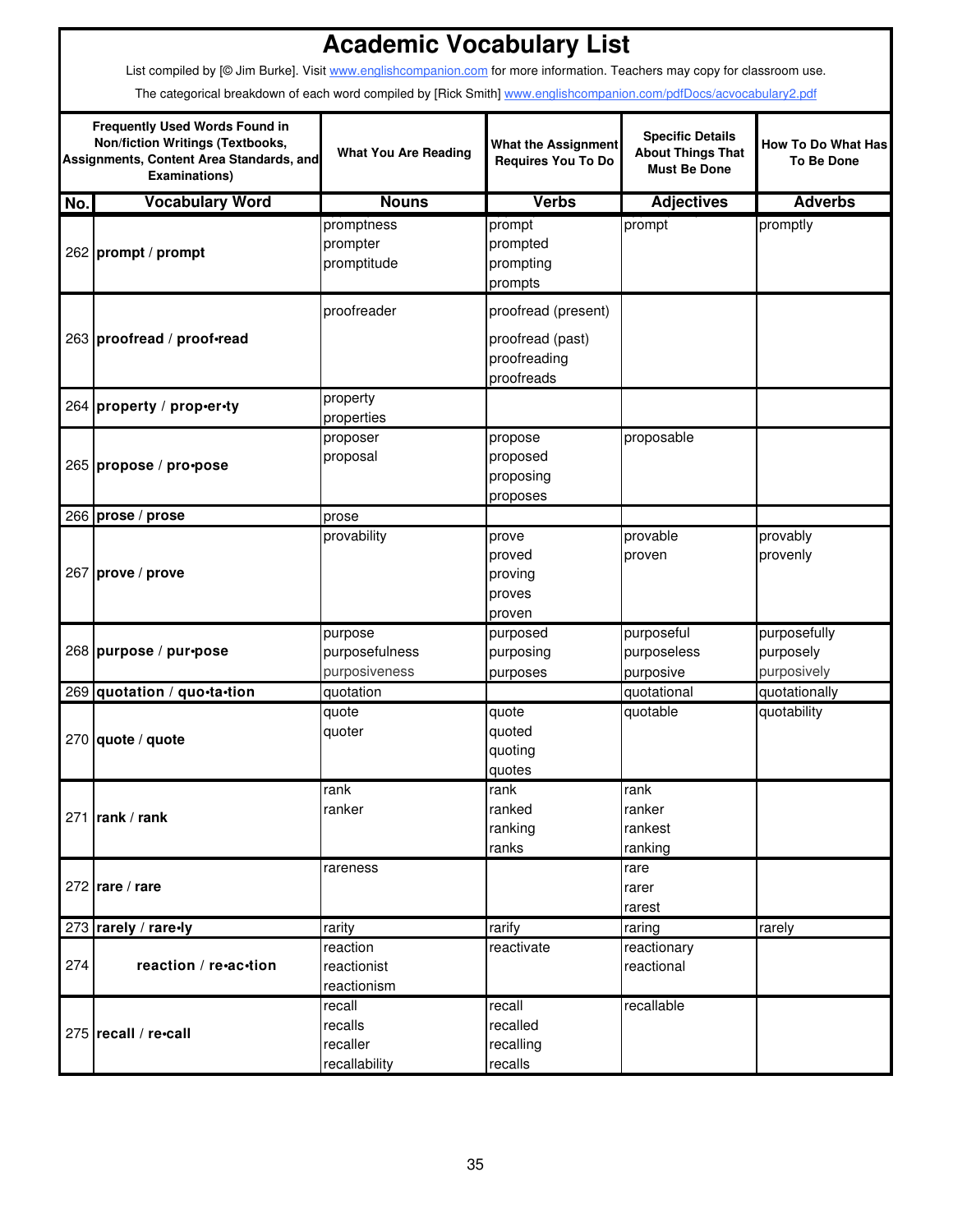# Academic Vocabulary List

List compiled by [© Jim Burke]. Visit www.englishcompanion.com for more information. Teachers may copy for classroom use.

The categorical breakdown of each word compiled by [Rick Smith] www.englishcompanion.com/pdfDocs/acvocabulary2.pdf

| Frequently Used Words Found in Non/fiction Writings (Textbooks, Assignments, Content Area Standards, and Examinations) | | What You Are Reading | What the Assignment Requires You To Do | Specific Details About Things That Must Be Done | How To Do What Has To Be Done |
|---|---|---|---|---|---|
| **No.** | **Vocabulary Word** | **Nouns** | **Verbs** | **Adjectives** | **Adverbs** |
| 262 | **prompt** / **prompt** | promptness<br>prompter<br>promptitude | prompt<br>prompted<br>prompting<br>prompts | prompt | promptly |
| 263 | **proofread** / **proof•read** | proofreader | proofread (present)<br>proofread (past)<br>proofreading<br>proofreads | | |
| 264 | **property** / **prop•er•ty** | property<br>properties | | | |
| 265 | **propose** / **pro•pose** | proposer<br>proposal | propose<br>proposed<br>proposing<br>proposes | proposable | |
| 266 | **prose** / **prose** | prose | | | |
| 267 | **prove** / **prove** | provability | prove<br>proved<br>proving<br>proves<br>proven | provable<br>proven | provably<br>provenly |
| 268 | **purpose** / **pur•pose** | purpose<br>purposefulness<br>purposiveness | purposed<br>purposing<br>purposes | purposeful<br>purposeless<br>purposive | purposefully<br>purposely<br>purposively |
| 269 | **quotation** / **quo•ta•tion** | quotation | | quotational | quotationally |
| 270 | **quote** / **quote** | quote<br>quoter | quote<br>quoted<br>quoting<br>quotes | quotable | quotability |
| 271 | **rank** / **rank** | rank<br>ranker | rank<br>ranked<br>ranking<br>ranks | rank<br>ranker<br>rankest<br>ranking | |
| 272 | **rare** / **rare** | rareness | | rare<br>rarer<br>rarest | |
| 273 | **rarely** / **rare•ly** | rarity | rarify | raring | rarely |
| 274 | **reaction** / **re•ac•tion** | reaction<br>reactionist<br>reactionism | reactivate | reactionary<br>reactional | |
| 275 | **recall** / **re•call** | recall<br>recalls<br>recaller<br>recallability | recall<br>recalled<br>recalling<br>recalls | recallable | |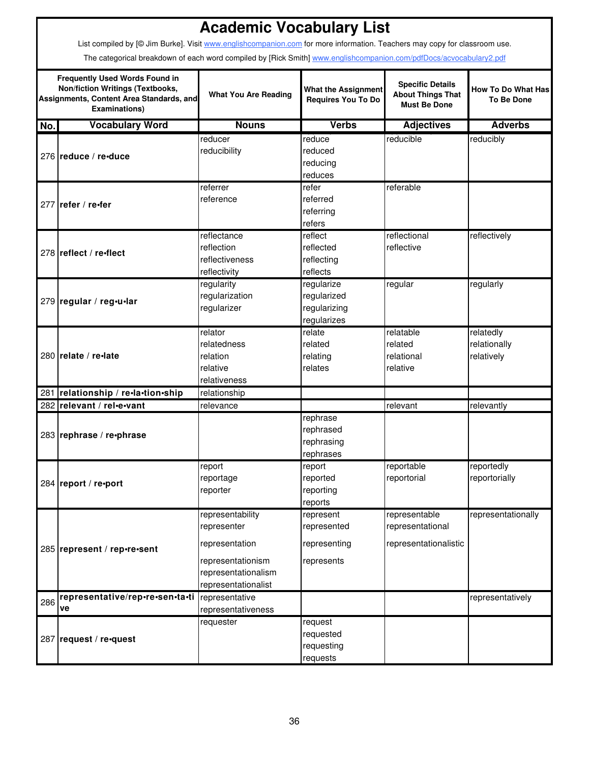# Academic Vocabulary List

List compiled by [© Jim Burke]. Visit www.englishcompanion.com for more information. Teachers may copy for classroom use.

The categorical breakdown of each word compiled by [Rick Smith] www.englishcompanion.com/pdfDocs/acvocabulary2.pdf

| Frequently Used Words Found in Non/fiction Writings (Textbooks, Assignments, Content Area Standards, and Examinations) | | What You Are Reading | What the Assignment Requires You To Do | Specific Details About Things That Must Be Done | How To Do What Has To Be Done |
|---|---|---|---|---|---|
| **No.** | **Vocabulary Word** | **Nouns** | **Verbs** | **Adjectives** | **Adverbs** |
| 276 | **reduce / re•duce** | reducer<br>reducibility | reduce<br>reduced<br>reducing<br>reduces | reducible | reducibly |
| 277 | **refer / re•fer** | referrer<br>reference | refer<br>referred<br>referring<br>refers | referable | |
| 278 | **reflect / re•flect** | reflectance<br>reflection<br>reflectiveness<br>reflectivity | reflect<br>reflected<br>reflecting<br>reflects | reflectional<br>reflective | reflectively |
| 279 | **regular / reg•u•lar** | regularity<br>regularization<br>regularizer | regularize<br>regularized<br>regularizing<br>regularizes | regular | regularly |
| 280 | **relate / re•late** | relator<br>relatedness<br>relation<br>relative<br>relativeness | relate<br>related<br>relating<br>relates | relatable<br>related<br>relational<br>relative | relatedly<br>relationally<br>relatively |
| 281 | **relationship / re•la•tion•ship** | relationship | | | |
| 282 | **relevant / rel•e•vant** | relevance | | relevant | relevantly |
| 283 | **rephrase / re•phrase** | | rephrase<br>rephrased<br>rephrasing<br>rephrases | | |
| 284 | **report / re•port** | report<br>reportage<br>reporter | report<br>reported<br>reporting<br>reports | reportable<br>reportorial | reportedly<br>reportorially |
| 285 | **represent / rep•re•sent** | representability<br>representer<br>representation<br>representationism<br>representationalism<br>representationalist | represent<br>represented<br>representing<br>represents | representable<br>representational<br>representationalistic | representationally |
| 286 | **representative/rep•re•sen•ta•tive** | representative<br>representativeness | | | representatively |
| 287 | **request / re•quest** | requester | request<br>requested<br>requesting<br>requests | | |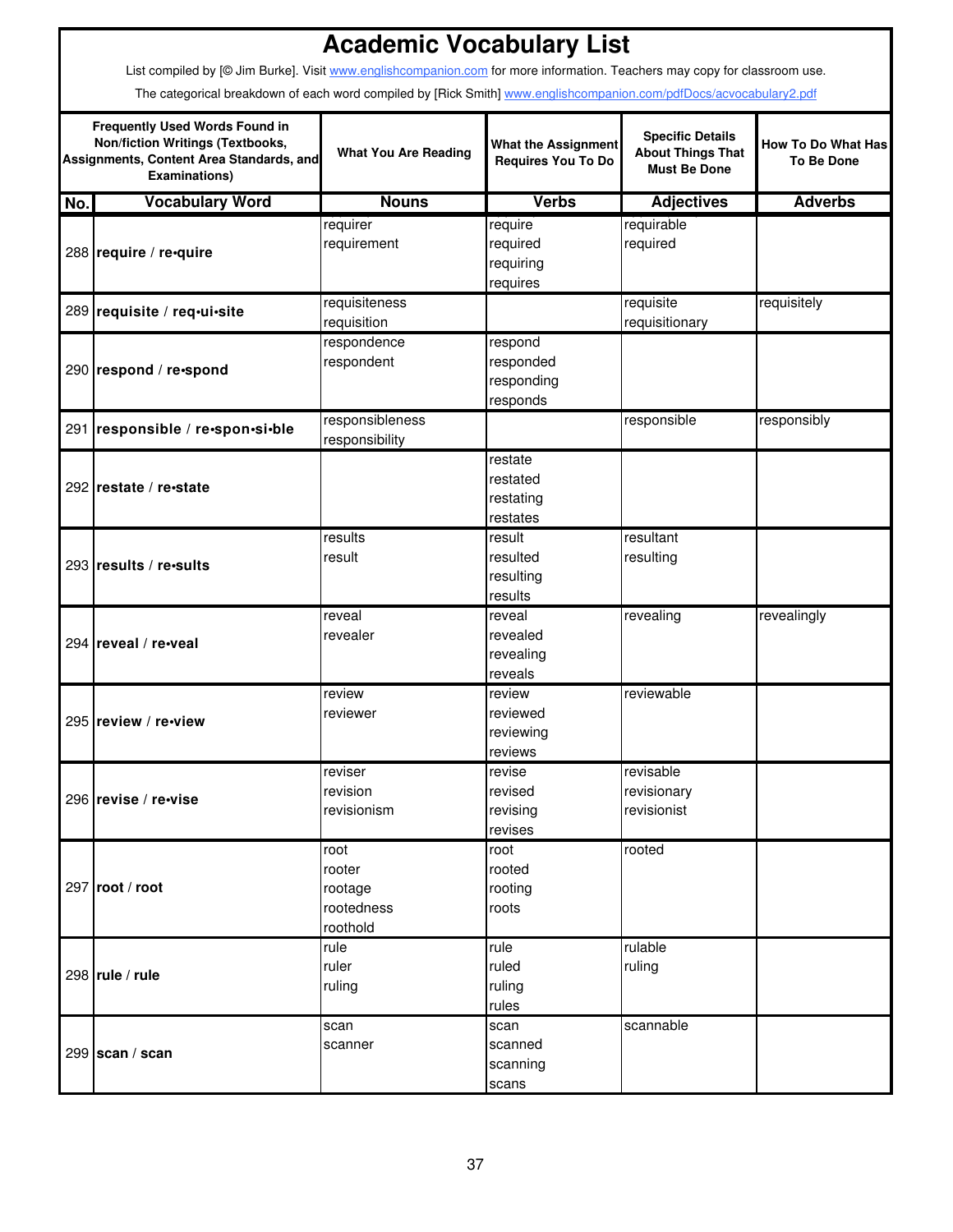# Academic Vocabulary List

List compiled by [© Jim Burke]. Visit www.englishcompanion.com for more information. Teachers may copy for classroom use.

The categorical breakdown of each word compiled by [Rick Smith] www.englishcompanion.com/pdfDocs/acvocabulary2.pdf

| Frequently Used Words Found in Non/fiction Writings (Textbooks, Assignments, Content Area Standards, and Examinations) | | What You Are Reading | What the Assignment Requires You To Do | Specific Details About Things That Must Be Done | How To Do What Has To Be Done |
|---|---|---|---|---|---|
| **No.** | **Vocabulary Word** | **Nouns** | **Verbs** | **Adjectives** | **Adverbs** |
| 288 | **require / re•quire** | requirer<br>requirement | require<br>required<br>requiring<br>requires | requirable<br>required | |
| 289 | **requisite / req•ui•site** | requisiteness<br>requisition | | requisite<br>requisitionary | requisitely |
| 290 | **respond / re•spond** | respondence<br>respondent | respond<br>responded<br>responding<br>responds | | |
| 291 | **responsible / re•spon•si•ble** | responsibleness<br>responsibility | | responsible | responsibly |
| 292 | **restate / re•state** | | restate<br>restated<br>restating<br>restates | | |
| 293 | **results / re•sults** | results<br>result | result<br>resulted<br>resulting<br>results | resultant<br>resulting | |
| 294 | **reveal / re•veal** | reveal<br>revealer | reveal<br>revealed<br>revealing<br>reveals | revealing | revealingly |
| 295 | **review / re•view** | review<br>reviewer | review<br>reviewed<br>reviewing<br>reviews | reviewable | |
| 296 | **revise / re•vise** | reviser<br>revision<br>revisionism | revise<br>revised<br>revising<br>revises | revisable<br>revisionary<br>revisionist | |
| 297 | **root / root** | root<br>rooter<br>rootage<br>rootedness<br>roothold | root<br>rooted<br>rooting<br>roots | rooted | |
| 298 | **rule / rule** | rule<br>ruler<br>ruling | rule<br>ruled<br>ruling<br>rules | rulable<br>ruling | |
| 299 | **scan / scan** | scan<br>scanner | scan<br>scanned<br>scanning<br>scans | scannable | |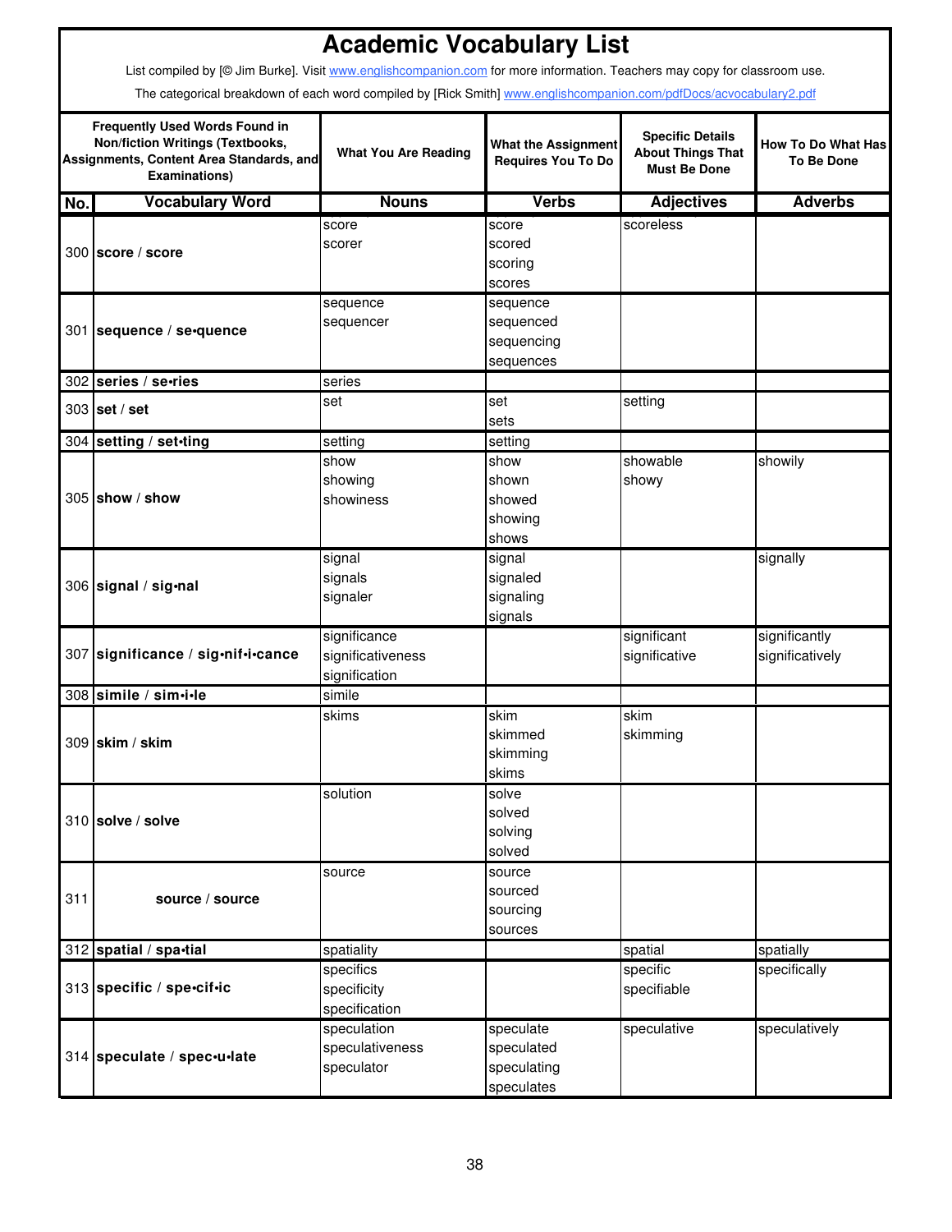# Academic Vocabulary List

List compiled by [© Jim Burke]. Visit www.englishcompanion.com for more information. Teachers may copy for classroom use.

The categorical breakdown of each word compiled by [Rick Smith] www.englishcompanion.com/pdfDocs/acvocabulary2.pdf

| Frequently Used Words Found in Non/fiction Writings (Textbooks, Assignments, Content Area Standards, and Examinations) | | What You Are Reading | What the Assignment Requires You To Do | Specific Details About Things That Must Be Done | How To Do What Has To Be Done |
|---|---|---|---|---|---|
| **No.** | **Vocabulary Word** | **Nouns** | **Verbs** | **Adjectives** | **Adverbs** |
| 300 | **score** / **score** | score<br>scorer | score<br>scored<br>scoring<br>scores | scoreless | |
| 301 | **sequence** / **se•quence** | sequence<br>sequencer | sequence<br>sequenced<br>sequencing<br>sequences | | |
| 302 | **series** / **se•ries** | series | | | |
| 303 | **set** / **set** | set | set<br>sets | setting | |
| 304 | **setting** / **set•ting** | setting | setting | | |
| 305 | **show** / **show** | show<br>showing<br>showiness | show<br>shown<br>showed<br>showing<br>shows | showable<br>showy | showily |
| 306 | **signal** / **sig•nal** | signal<br>signals<br>signaler | signal<br>signaled<br>signaling<br>signals | | signally |
| 307 | **significance** / **sig•nif•i•cance** | significance<br>significativeness<br>signification | | significant<br>significative | significantly<br>significatively |
| 308 | **simile** / **sim•i•le** | simile | | | |
| 309 | **skim** / **skim** | skims | skim<br>skimmed<br>skimming<br>skims | skim<br>skimming | |
| 310 | **solve** / **solve** | solution | solve<br>solved<br>solving<br>solved | | |
| 311 | **source** / **source** | source | source<br>sourced<br>sourcing<br>sources | | |
| 312 | **spatial** / **spa•tial** | spatiality | | spatial | spatially |
| 313 | **specific** / **spe•cif•ic** | specifics<br>specificity<br>specification | | specific<br>specifiable | specifically |
| 314 | **speculate** / **spec•u•late** | speculation<br>speculativeness<br>speculator | speculate<br>speculated<br>speculating<br>speculates | speculative | speculatively |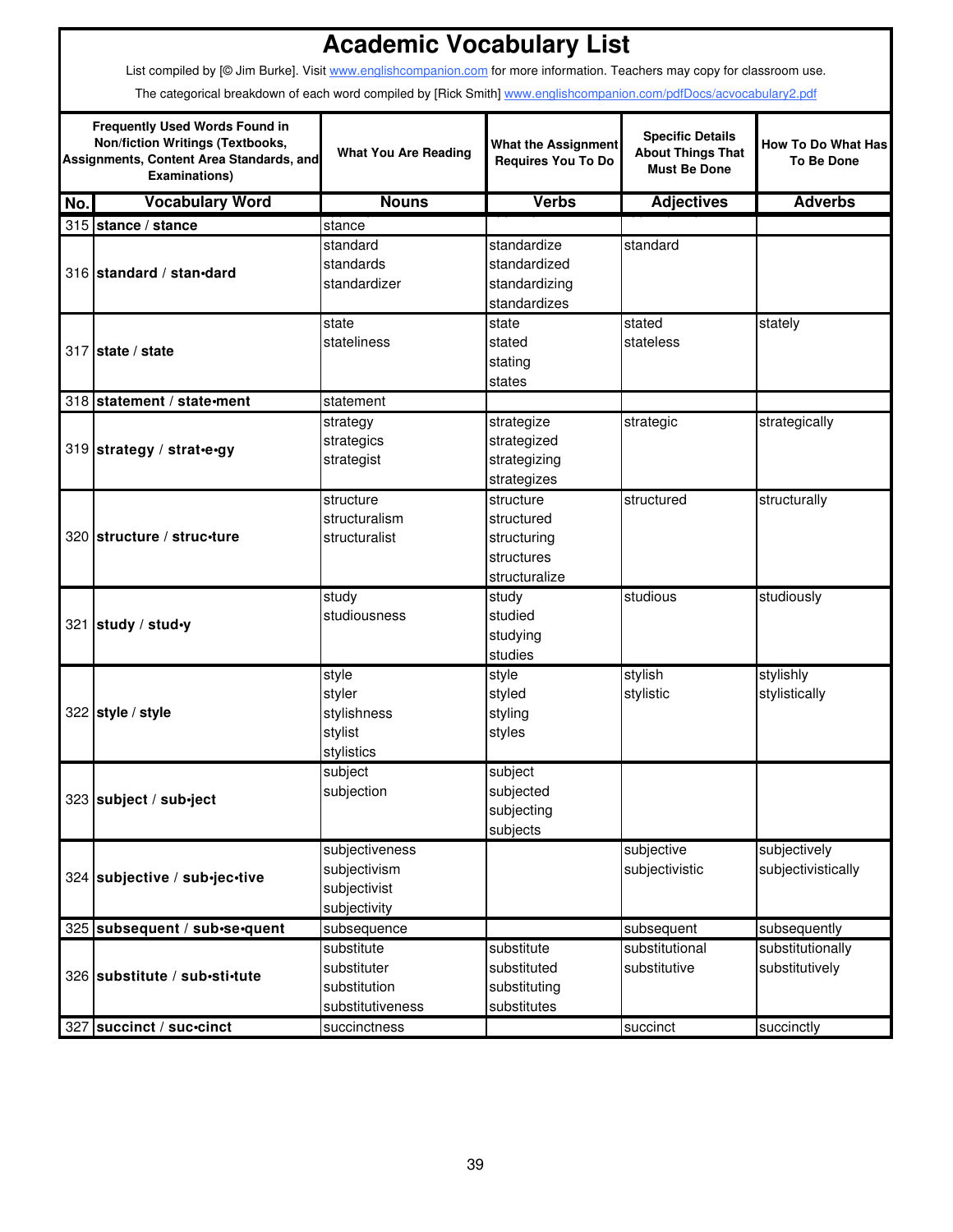# Academic Vocabulary List

List compiled by [© Jim Burke]. Visit www.englishcompanion.com for more information. Teachers may copy for classroom use.

The categorical breakdown of each word compiled by [Rick Smith] www.englishcompanion.com/pdfDocs/acvocabulary2.pdf

| Frequently Used Words Found in Non/fiction Writings (Textbooks, Assignments, Content Area Standards, and Examinations) | | What You Are Reading | What the Assignment Requires You To Do | Specific Details About Things That Must Be Done | How To Do What Has To Be Done |
|---|---|---|---|---|---|
| **No.** | **Vocabulary Word** | **Nouns** | **Verbs** | **Adjectives** | **Adverbs** |
| 315 | **stance / stance** | stance | | | |
| 316 | **standard / stan•dard** | standard<br>standards<br>standardizer | standardize<br>standardized<br>standardizing<br>standardizes | standard | |
| 317 | **state / state** | state<br>stateliness | state<br>stated<br>stating<br>states | stated<br>stateless | stately |
| 318 | **statement / state•ment** | statement | | | |
| 319 | **strategy / strat•e•gy** | strategy<br>strategics<br>strategist | strategize<br>strategized<br>strategizing<br>strategizes | strategic | strategically |
| 320 | **structure / struc•ture** | structure<br>structuralism<br>structuralist | structure<br>structured<br>structuring<br>structures<br>structuralize | structured | structurally |
| 321 | **study / stud•y** | study<br>studiousness | study<br>studied<br>studying<br>studies | studious | studiously |
| 322 | **style / style** | style<br>styler<br>stylishness<br>stylist<br>stylistics | style<br>styled<br>styling<br>styles | stylish<br>stylistic | stylishly<br>stylistically |
| 323 | **subject / sub•ject** | subject<br>subjection | subject<br>subjected<br>subjecting<br>subjects | | |
| 324 | **subjective / sub•jec•tive** | subjectiveness<br>subjectivism<br>subjectivist<br>subjectivity | | subjective<br>subjectivistic | subjectively<br>subjectivistically |
| 325 | **subsequent / sub•se•quent** | subsequence | | subsequent | subsequently |
| 326 | **substitute / sub•sti•tute** | substitute<br>substituter<br>substitution<br>substitutiveness | substitute<br>substituted<br>substituting<br>substitutes | substitutional<br>substitutive | substitutionally<br>substitutively |
| 327 | **succinct / suc•cinct** | succinctness | | succinct | succinctly |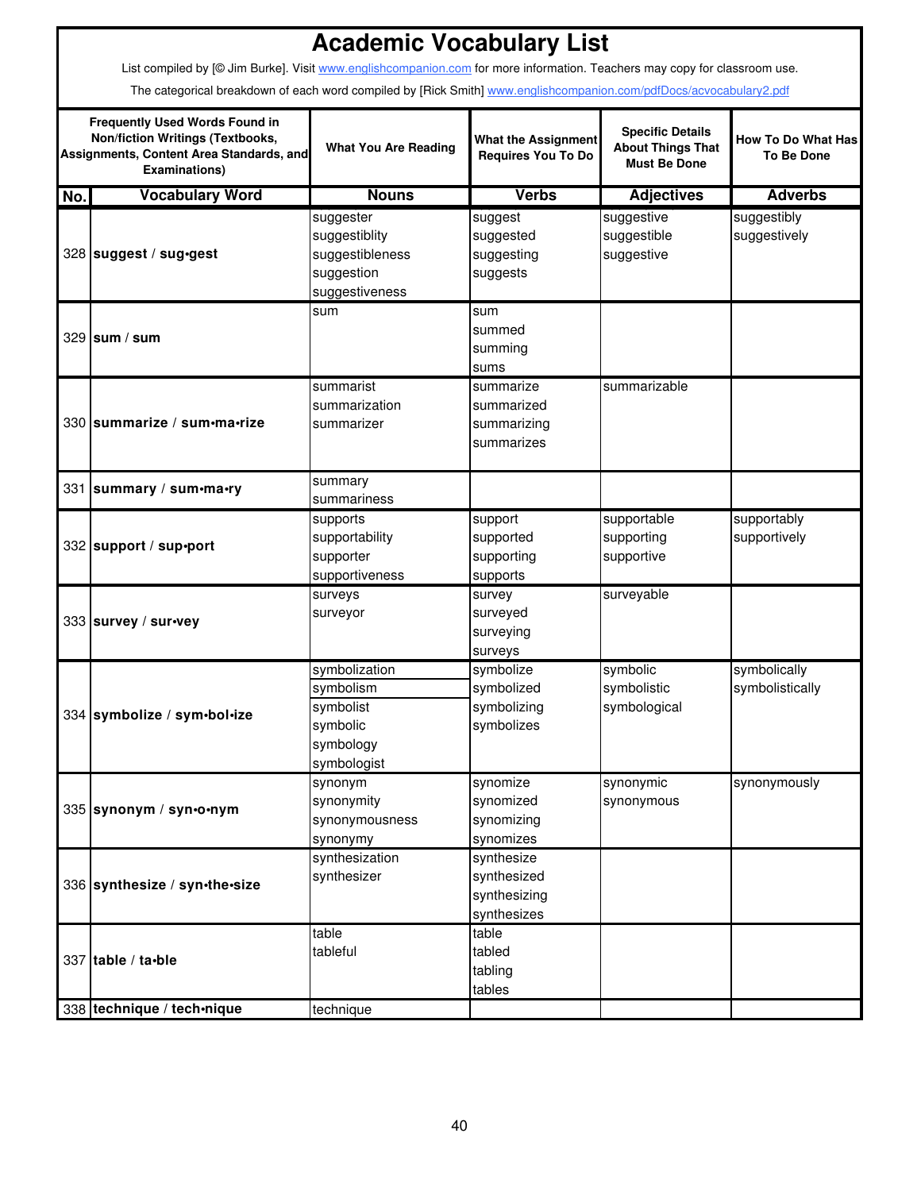# Academic Vocabulary List

List compiled by [© Jim Burke]. Visit www.englishcompanion.com for more information. Teachers may copy for classroom use.

The categorical breakdown of each word compiled by [Rick Smith] www.englishcompanion.com/pdfDocs/acvocabulary2.pdf

| | Frequently Used Words Found in Non/fiction Writings (Textbooks, Assignments, Content Area Standards, and Examinations) | What You Are Reading | What the Assignment Requires You To Do | Specific Details About Things That Must Be Done | How To Do What Has To Be Done |
|---|---|---|---|---|---|
| **No.** | **Vocabulary Word** | **Nouns** | **Verbs** | **Adjectives** | **Adverbs** |
| 328 | **suggest / sug•gest** | suggester<br>suggestiblity<br>suggestibleness<br>suggestion<br>suggestiveness | suggest<br>suggested<br>suggesting<br>suggests | suggestive<br>suggestible<br>suggestive | suggestibly<br>suggestively |
| 329 | **sum / sum** | sum | sum<br>summed<br>summing<br>sums | | |
| 330 | **summarize / sum•ma•rize** | summarist<br>summarization<br>summarizer | summarize<br>summarized<br>summarizing<br>summarizes | summarizable | |
| 331 | **summary / sum•ma•ry** | summary<br>summariness | | | |
| 332 | **support / sup•port** | supports<br>supportability<br>supporter<br>supportiveness | support<br>supported<br>supporting<br>supports | supportable<br>supporting<br>supportive | supportably<br>supportively |
| 333 | **survey / sur•vey** | surveys<br>surveyor | survey<br>surveyed<br>surveying<br>surveys | surveyable | |
| 334 | **symbolize / sym•bol•ize** | symbolization<br>symbolism<br>symbolist<br>symbolic<br>symbology<br>symbologist | symbolize<br>symbolized<br>symbolizing<br>symbolizes | symbolic<br>symbolistic<br>symbological | symbolically<br>symbolistically |
| 335 | **synonym / syn•o•nym** | synonym<br>synonymity<br>synonymousness<br>synonymy | synomize<br>synomized<br>synomizing<br>synomizes | synonymic<br>synonymous | synonymously |
| 336 | **synthesize / syn•the•size** | synthesization<br>synthesizer | synthesize<br>synthesized<br>synthesizing<br>synthesizes | | |
| 337 | **table / ta•ble** | table<br>tableful | table<br>tabled<br>tabling<br>tables | | |
| 338 | **technique / tech•nique** | technique | | | |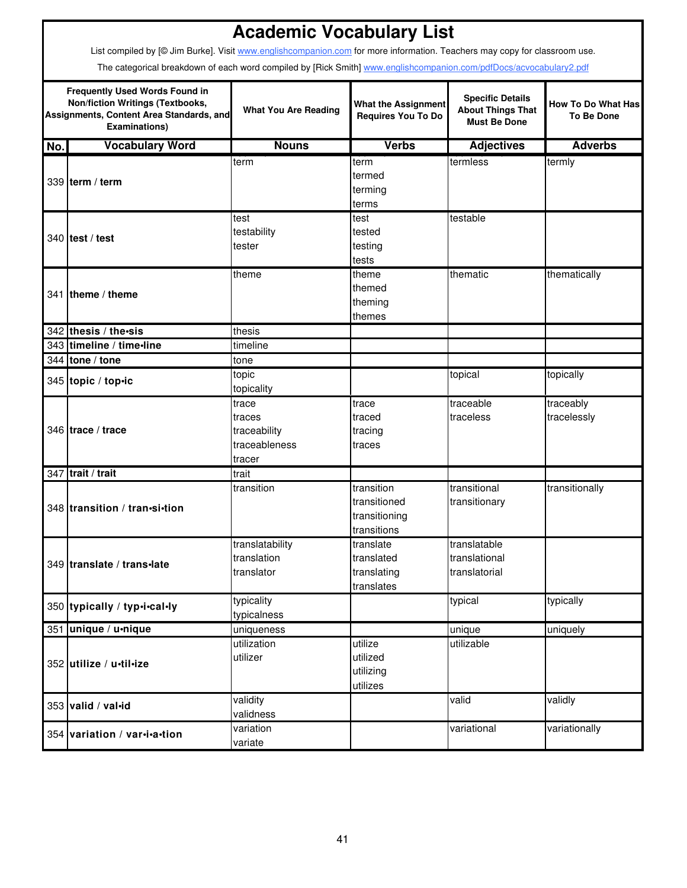# Academic Vocabulary List

List compiled by [© Jim Burke]. Visit www.englishcompanion.com for more information. Teachers may copy for classroom use.

The categorical breakdown of each word compiled by [Rick Smith] www.englishcompanion.com/pdfDocs/acvocabulary2.pdf

| Frequently Used Words Found in Non/fiction Writings (Textbooks, Assignments, Content Area Standards, and Examinations) | | What You Are Reading | What the Assignment Requires You To Do | Specific Details About Things That Must Be Done | How To Do What Has To Be Done |
|---|---|---|---|---|---|
| **No.** | **Vocabulary Word** | **Nouns** | **Verbs** | **Adjectives** | **Adverbs** |
| 339 | **term** / **term** | term | term<br>termed<br>terming<br>terms | termless | termly |
| 340 | **test** / **test** | test<br>testability<br>tester | test<br>tested<br>testing<br>tests | testable | |
| 341 | **theme** / **theme** | theme | theme<br>themed<br>theming<br>themes | thematic | thematically |
| 342 | **thesis** / **the•sis** | thesis | | | |
| 343 | **timeline** / **time•line** | timeline | | | |
| 344 | **tone** / **tone** | tone | | | |
| 345 | **topic** / **top•ic** | topic<br>topicality | | topical | topically |
| 346 | **trace** / **trace** | trace<br>traces<br>traceability<br>traceableness<br>tracer | trace<br>traced<br>tracing<br>traces | traceable<br>traceless | traceably<br>tracelessly |
| 347 | **trait** / **trait** | trait | | | |
| 348 | **transition** / **tran•si•tion** | transition | transition<br>transitioned<br>transitioning<br>transitions | transitional<br>transitionary | transitionally |
| 349 | **translate** / **trans•late** | translatability<br>translation<br>translator | translate<br>translated<br>translating<br>translates | translatable<br>translational<br>translatorial | |
| 350 | **typically** / **typ•i•cal•ly** | typicality<br>typicalness | | typical | typically |
| 351 | **unique** / **u•nique** | uniqueness | | unique | uniquely |
| 352 | **utilize** / **u•til•ize** | utilization<br>utilizer | utilize<br>utilized<br>utilizing<br>utilizes | utilizable | |
| 353 | **valid** / **val•id** | validity<br>validness | | valid | validly |
| 354 | **variation** / **var•i•a•tion** | variation<br>variate | | variational | variationally |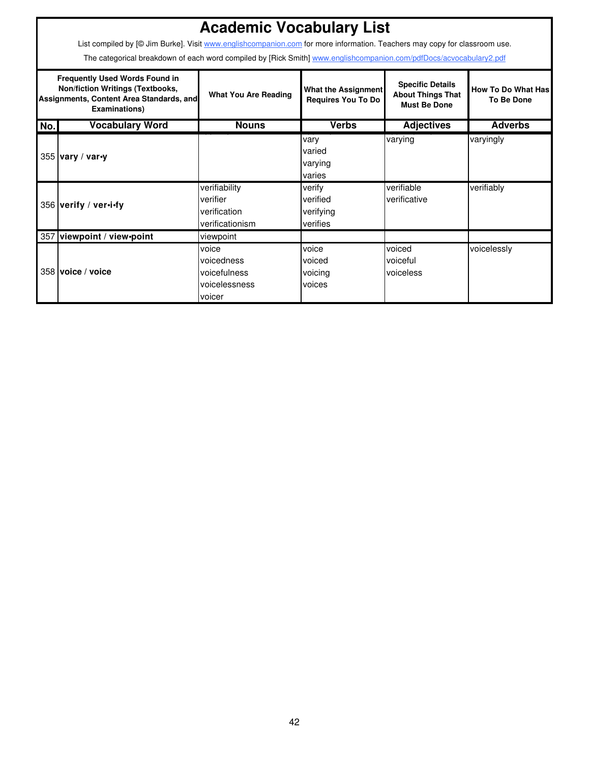# Academic Vocabulary List

List compiled by [© Jim Burke]. Visit www.englishcompanion.com for more information. Teachers may copy for classroom use.

The categorical breakdown of each word compiled by [Rick Smith] www.englishcompanion.com/pdfDocs/acvocabulary2.pdf

| Frequently Used Words Found in Non/fiction Writings (Textbooks, Assignments, Content Area Standards, and Examinations) | | What You Are Reading | What the Assignment Requires You To Do | Specific Details About Things That Must Be Done | How To Do What Has To Be Done |
|---|---|---|---|---|---|
| **No.** | **Vocabulary Word** | **Nouns** | **Verbs** | **Adjectives** | **Adverbs** |
| 355 | **vary** / **var•y** | | vary<br>varied<br>varying<br>varies | varying | varyingly |
| 356 | **verify** / **ver•i•fy** | verifiability<br>verifier<br>verification<br>verificationism | verify<br>verified<br>verifying<br>verifies | verifiable<br>verificative | verifiably |
| 357 | **viewpoint** / **view•point** | viewpoint | | | |
| 358 | **voice** / **voice** | voice<br>voicedness<br>voicefulness<br>voicelessness<br>voicer | voice<br>voiced<br>voicing<br>voices | voiced<br>voiceful<br>voiceless | voicelessly |